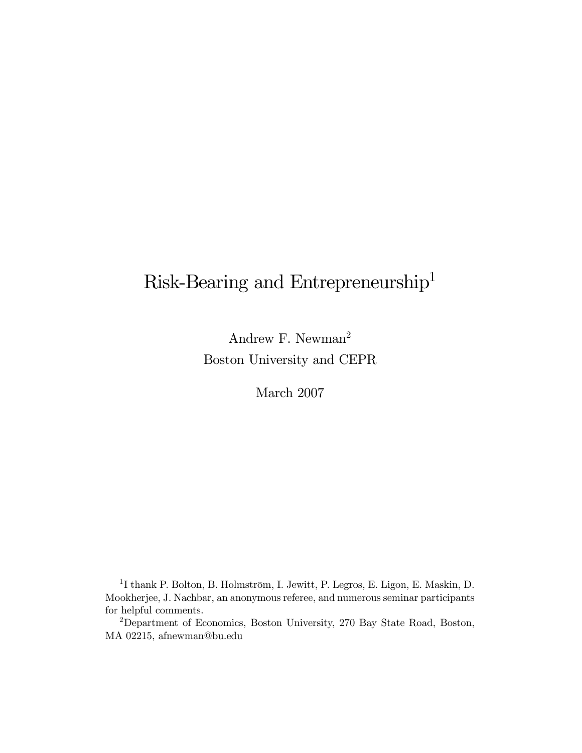# Risk-Bearing and Entrepreneurship[1]

Andrew F. Newman[2]
Boston University and CEPR

March 2007

[1] I thank P. Bolton, B. Holmström, I. Jewitt, P. Legros, E. Ligon, E. Maskin, D. Mookherjee, J. Nachbar, an anonymous referee, and numerous seminar participants for helpful comments.

[2] Department of Economics, Boston University, 270 Bay State Road, Boston, MA 02215, afnewman@bu.edu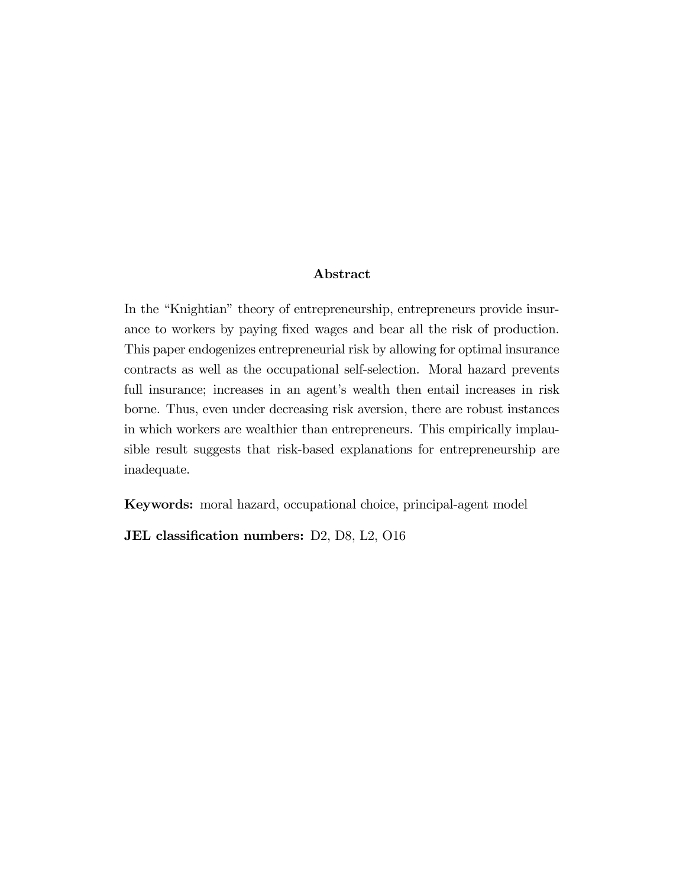## Abstract

In the "Knightian" theory of entrepreneurship, entrepreneurs provide insurance to workers by paying fixed wages and bear all the risk of production. This paper endogenizes entrepreneurial risk by allowing for optimal insurance contracts as well as the occupational self-selection. Moral hazard prevents full insurance; increases in an agent's wealth then entail increases in risk borne. Thus, even under decreasing risk aversion, there are robust instances in which workers are wealthier than entrepreneurs. This empirically implausible result suggests that risk-based explanations for entrepreneurship are inadequate.

**Keywords:** moral hazard, occupational choice, principal-agent model

**JEL classification numbers:** D2, D8, L2, O16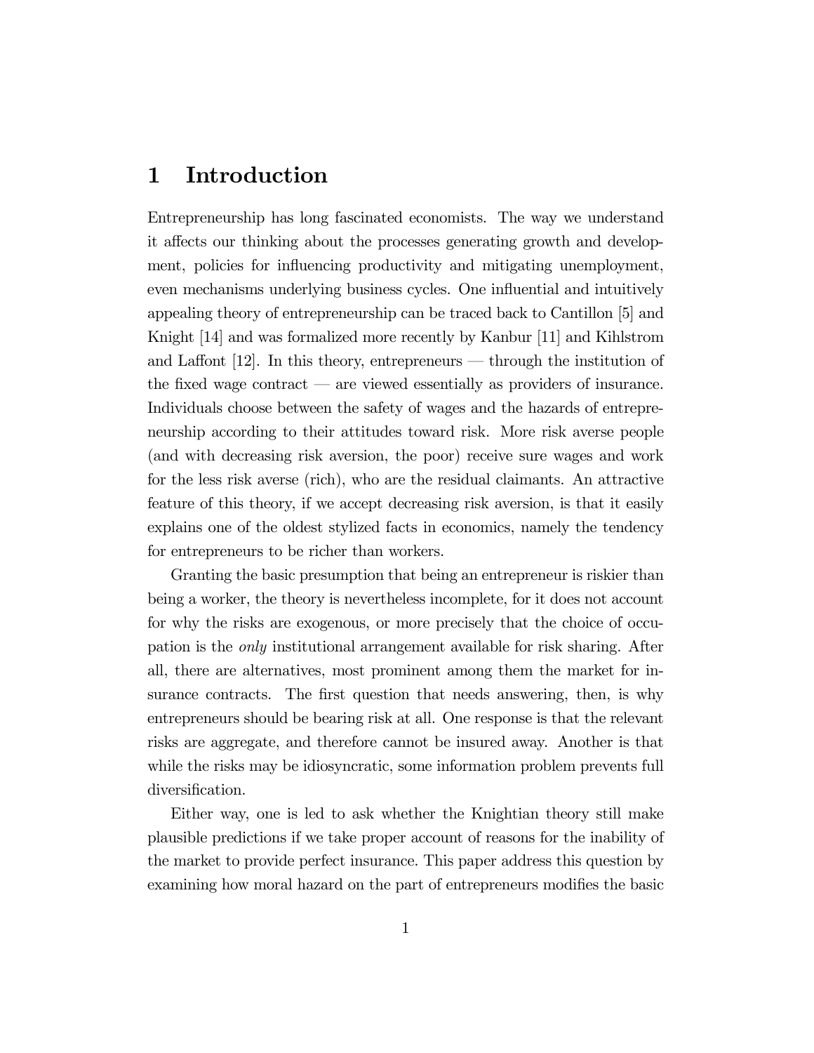# 1 Introduction

Entrepreneurship has long fascinated economists. The way we understand it affects our thinking about the processes generating growth and development, policies for influencing productivity and mitigating unemployment, even mechanisms underlying business cycles. One influential and intuitively appealing theory of entrepreneurship can be traced back to Cantillon [5] and Knight [14] and was formalized more recently by Kanbur [11] and Kihlstrom and Laffont [12]. In this theory, entrepreneurs — through the institution of the fixed wage contract — are viewed essentially as providers of insurance. Individuals choose between the safety of wages and the hazards of entrepreneurship according to their attitudes toward risk. More risk averse people (and with decreasing risk aversion, the poor) receive sure wages and work for the less risk averse (rich), who are the residual claimants. An attractive feature of this theory, if we accept decreasing risk aversion, is that it easily explains one of the oldest stylized facts in economics, namely the tendency for entrepreneurs to be richer than workers.

Granting the basic presumption that being an entrepreneur is riskier than being a worker, the theory is nevertheless incomplete, for it does not account for why the risks are exogenous, or more precisely that the choice of occupation is the *only* institutional arrangement available for risk sharing. After all, there are alternatives, most prominent among them the market for insurance contracts. The first question that needs answering, then, is why entrepreneurs should be bearing risk at all. One response is that the relevant risks are aggregate, and therefore cannot be insured away. Another is that while the risks may be idiosyncratic, some information problem prevents full diversification.

Either way, one is led to ask whether the Knightian theory still make plausible predictions if we take proper account of reasons for the inability of the market to provide perfect insurance. This paper address this question by examining how moral hazard on the part of entrepreneurs modifies the basic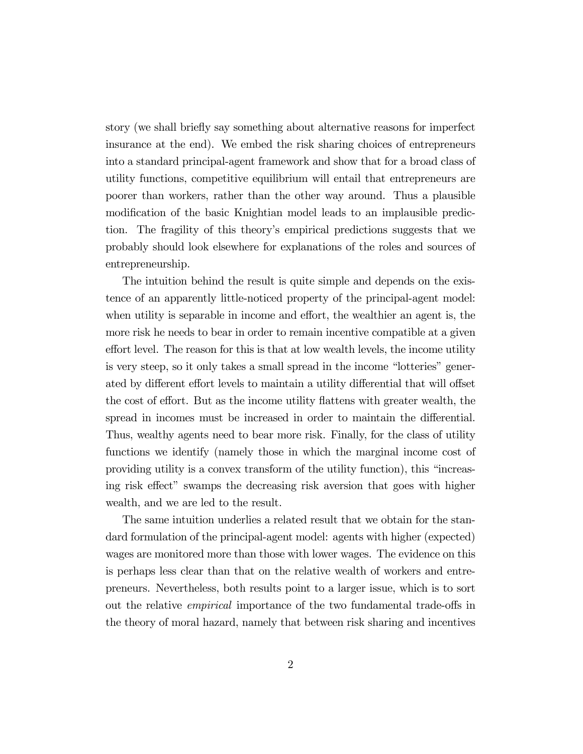story (we shall briefly say something about alternative reasons for imperfect insurance at the end). We embed the risk sharing choices of entrepreneurs into a standard principal-agent framework and show that for a broad class of utility functions, competitive equilibrium will entail that entrepreneurs are poorer than workers, rather than the other way around. Thus a plausible modification of the basic Knightian model leads to an implausible prediction. The fragility of this theory's empirical predictions suggests that we probably should look elsewhere for explanations of the roles and sources of entrepreneurship.

The intuition behind the result is quite simple and depends on the existence of an apparently little-noticed property of the principal-agent model: when utility is separable in income and effort, the wealthier an agent is, the more risk he needs to bear in order to remain incentive compatible at a given effort level. The reason for this is that at low wealth levels, the income utility is very steep, so it only takes a small spread in the income "lotteries" generated by different effort levels to maintain a utility differential that will offset the cost of effort. But as the income utility flattens with greater wealth, the spread in incomes must be increased in order to maintain the differential. Thus, wealthy agents need to bear more risk. Finally, for the class of utility functions we identify (namely those in which the marginal income cost of providing utility is a convex transform of the utility function), this "increasing risk effect" swamps the decreasing risk aversion that goes with higher wealth, and we are led to the result.

The same intuition underlies a related result that we obtain for the standard formulation of the principal-agent model: agents with higher (expected) wages are monitored more than those with lower wages. The evidence on this is perhaps less clear than that on the relative wealth of workers and entrepreneurs. Nevertheless, both results point to a larger issue, which is to sort out the relative *empirical* importance of the two fundamental trade-offs in the theory of moral hazard, namely that between risk sharing and incentives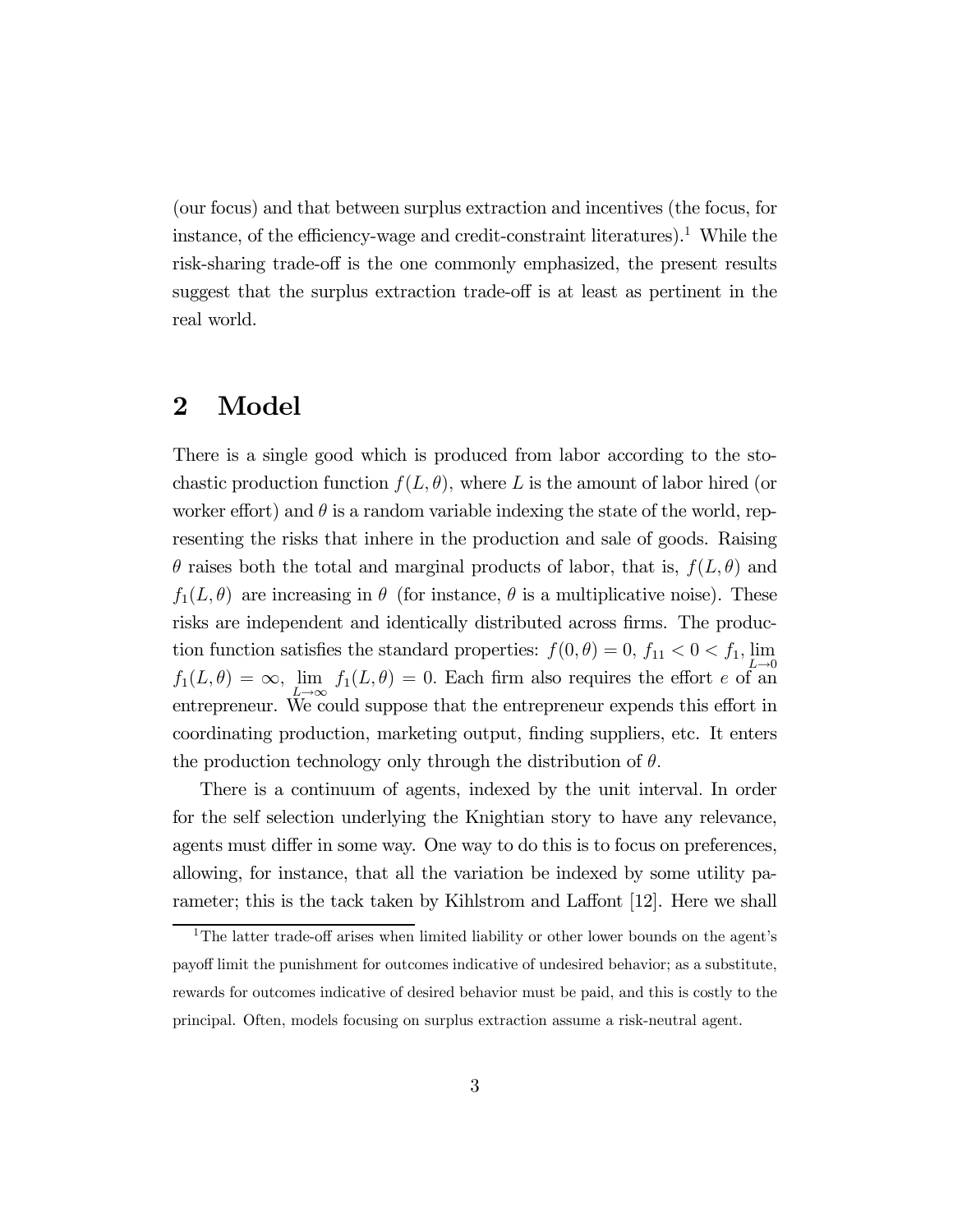(our focus) and that between surplus extraction and incentives (the focus, for instance, of the efficiency-wage and credit-constraint literatures).[1] While the risk-sharing trade-off is the one commonly emphasized, the present results suggest that the surplus extraction trade-off is at least as pertinent in the real world.

## 2 Model

There is a single good which is produced from labor according to the stochastic production function $f(L, \theta)$, where $L$ is the amount of labor hired (or worker effort) and $\theta$ is a random variable indexing the state of the world, representing the risks that inhere in the production and sale of goods. Raising $\theta$ raises both the total and marginal products of labor, that is, $f(L, \theta)$ and $f_1(L, \theta)$ are increasing in $\theta$ (for instance, $\theta$ is a multiplicative noise). These risks are independent and identically distributed across firms. The production function satisfies the standard properties: $f(0, \theta) = 0$, $f_{11} < 0 < f_1$, $\lim_{L \to 0} f_1(L, \theta) = \infty$, $\lim_{L \to \infty} f_1(L, \theta) = 0$. Each firm also requires the effort $e$ of an entrepreneur. We could suppose that the entrepreneur expends this effort in coordinating production, marketing output, finding suppliers, etc. It enters the production technology only through the distribution of $\theta$.

There is a continuum of agents, indexed by the unit interval. In order for the self selection underlying the Knightian story to have any relevance, agents must differ in some way. One way to do this is to focus on preferences, allowing, for instance, that all the variation be indexed by some utility parameter; this is the tack taken by Kihlstrom and Laffont [12]. Here we shall

[1] The latter trade-off arises when limited liability or other lower bounds on the agent's payoff limit the punishment for outcomes indicative of undesired behavior; as a substitute, rewards for outcomes indicative of desired behavior must be paid, and this is costly to the principal. Often, models focusing on surplus extraction assume a risk-neutral agent.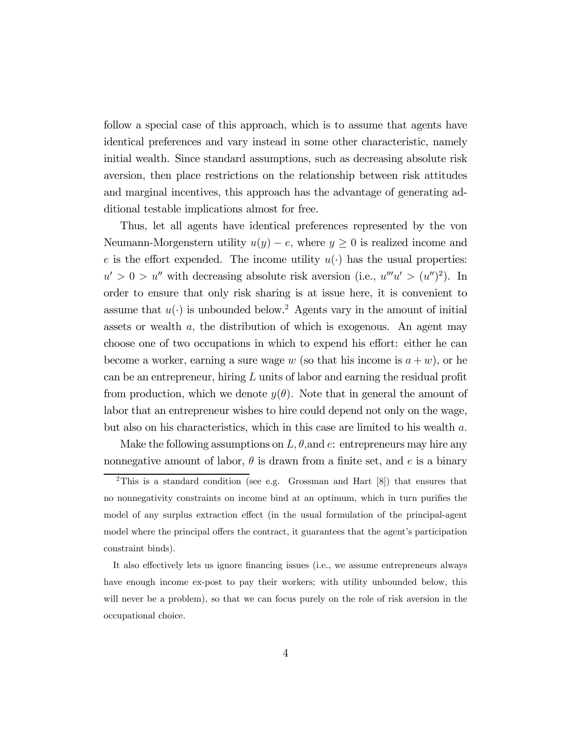follow a special case of this approach, which is to assume that agents have identical preferences and vary instead in some other characteristic, namely initial wealth. Since standard assumptions, such as decreasing absolute risk aversion, then place restrictions on the relationship between risk attitudes and marginal incentives, this approach has the advantage of generating additional testable implications almost for free.

Thus, let all agents have identical preferences represented by the von Neumann-Morgenstern utility $u(y) - e$, where $y \geq 0$ is realized income and $e$ is the effort expended. The income utility $u(\cdot)$ has the usual properties: $u' > 0 > u''$ with decreasing absolute risk aversion (i.e., $u'''u' > (u'')^2$). In order to ensure that only risk sharing is at issue here, it is convenient to assume that $u(\cdot)$ is unbounded below.[2] Agents vary in the amount of initial assets or wealth $a$, the distribution of which is exogenous. An agent may choose one of two occupations in which to expend his effort: either he can become a worker, earning a sure wage $w$ (so that his income is $a + w$), or he can be an entrepreneur, hiring $L$ units of labor and earning the residual profit from production, which we denote $y(\theta)$. Note that in general the amount of labor that an entrepreneur wishes to hire could depend not only on the wage, but also on his characteristics, which in this case are limited to his wealth $a$.

Make the following assumptions on $L, \theta$, and $e$: entrepreneurs may hire any nonnegative amount of labor, $\theta$ is drawn from a finite set, and $e$ is a binary

[2] This is a standard condition (see e.g. Grossman and Hart [8]) that ensures that no nonnegativity constraints on income bind at an optimum, which in turn purifies the model of any surplus extraction effect (in the usual formulation of the principal-agent model where the principal offers the contract, it guarantees that the agent's participation constraint binds).

It also effectively lets us ignore financing issues (i.e., we assume entrepreneurs always have enough income ex-post to pay their workers; with utility unbounded below, this will never be a problem), so that we can focus purely on the role of risk aversion in the occupational choice.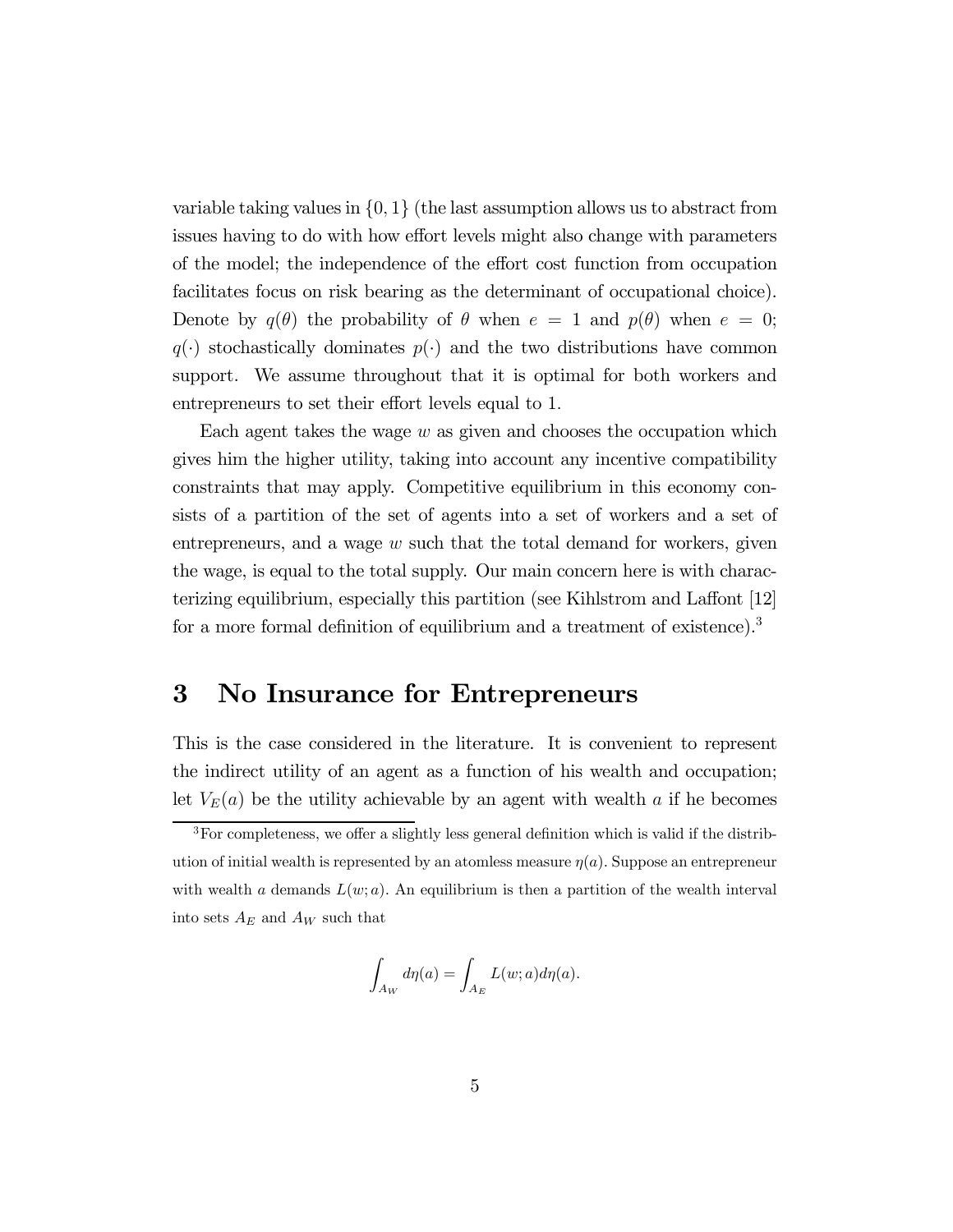variable taking values in $\{0, 1\}$ (the last assumption allows us to abstract from issues having to do with how effort levels might also change with parameters of the model; the independence of the effort cost function from occupation facilitates focus on risk bearing as the determinant of occupational choice). Denote by $q(\theta)$ the probability of $\theta$ when $e = 1$ and $p(\theta)$ when $e = 0$; $q(\cdot)$ stochastically dominates $p(\cdot)$ and the two distributions have common support. We assume throughout that it is optimal for both workers and entrepreneurs to set their effort levels equal to 1.

Each agent takes the wage $w$ as given and chooses the occupation which gives him the higher utility, taking into account any incentive compatibility constraints that may apply. Competitive equilibrium in this economy consists of a partition of the set of agents into a set of workers and a set of entrepreneurs, and a wage $w$ such that the total demand for workers, given the wage, is equal to the total supply. Our main concern here is with characterizing equilibrium, especially this partition (see Kihlstrom and Laffont [12] for a more formal definition of equilibrium and a treatment of existence).[3]

# 3 No Insurance for Entrepreneurs

This is the case considered in the literature. It is convenient to represent the indirect utility of an agent as a function of his wealth and occupation; let $V_E(a)$ be the utility achievable by an agent with wealth $a$ if he becomes

[3] For completeness, we offer a slightly less general definition which is valid if the distribution of initial wealth is represented by an atomless measure $\eta(a)$. Suppose an entrepreneur with wealth $a$ demands $L(w; a)$. An equilibrium is then a partition of the wealth interval into sets $A_E$ and $A_W$ such that

$$\int_{A_W} d\eta(a) = \int_{A_E} L(w; a) d\eta(a).$$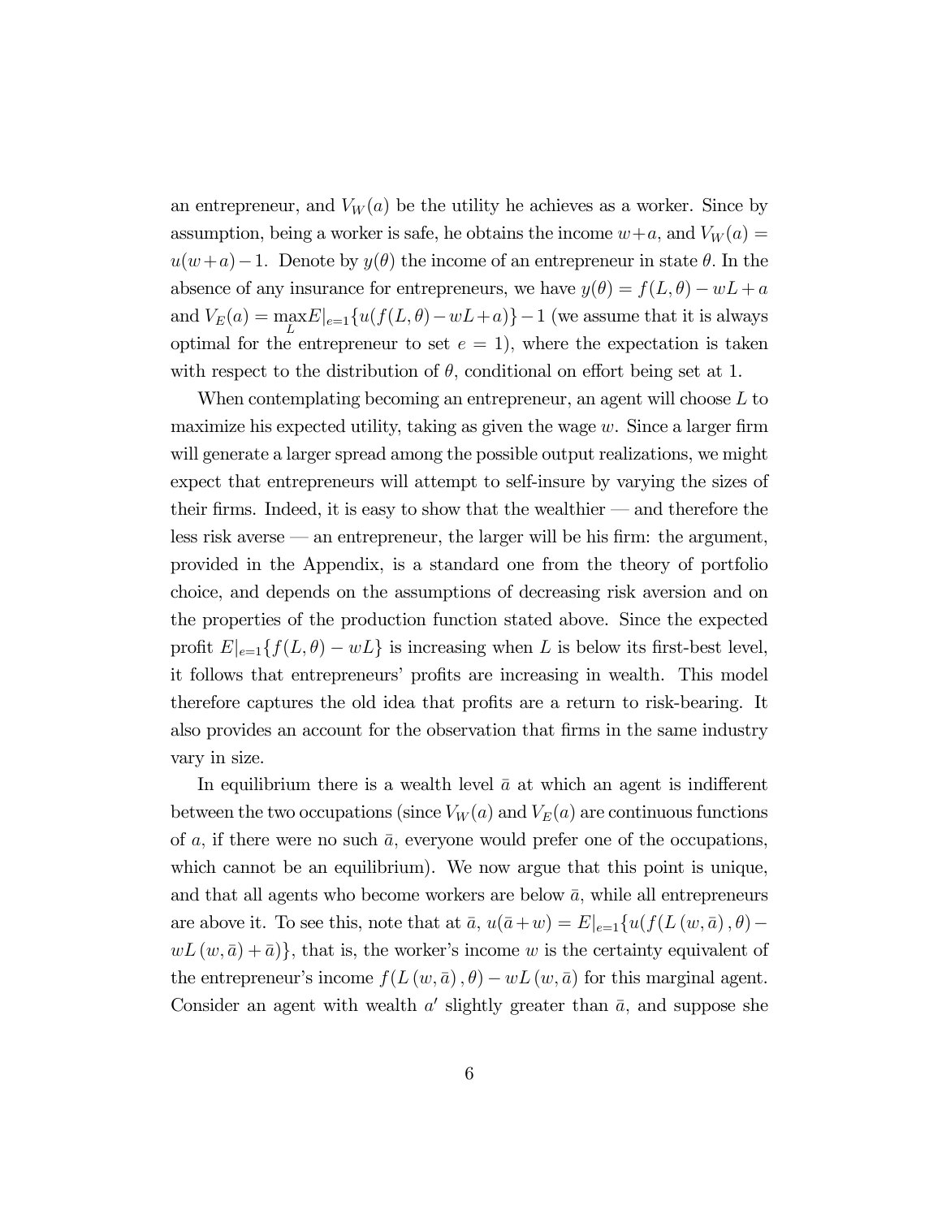an entrepreneur, and $V_W(a)$ be the utility he achieves as a worker. Since by assumption, being a worker is safe, he obtains the income $w+a$, and $V_W(a) = u(w+a)-1$. Denote by $y(\theta)$ the income of an entrepreneur in state $\theta$. In the absence of any insurance for entrepreneurs, we have $y(\theta) = f(L,\theta) - wL + a$ and $V_E(a) = \max_L E|_{e=1}\{u(f(L,\theta) - wL + a)\} - 1$ (we assume that it is always optimal for the entrepreneur to set $e = 1$), where the expectation is taken with respect to the distribution of $\theta$, conditional on effort being set at 1.

When contemplating becoming an entrepreneur, an agent will choose $L$ to maximize his expected utility, taking as given the wage $w$. Since a larger firm will generate a larger spread among the possible output realizations, we might expect that entrepreneurs will attempt to self-insure by varying the sizes of their firms. Indeed, it is easy to show that the wealthier — and therefore the less risk averse — an entrepreneur, the larger will be his firm: the argument, provided in the Appendix, is a standard one from the theory of portfolio choice, and depends on the assumptions of decreasing risk aversion and on the properties of the production function stated above. Since the expected profit $E|_{e=1}\{f(L,\theta) - wL\}$ is increasing when $L$ is below its first-best level, it follows that entrepreneurs' profits are increasing in wealth. This model therefore captures the old idea that profits are a return to risk-bearing. It also provides an account for the observation that firms in the same industry vary in size.

In equilibrium there is a wealth level $\bar{a}$ at which an agent is indifferent between the two occupations (since $V_W(a)$ and $V_E(a)$ are continuous functions of $a$, if there were no such $\bar{a}$, everyone would prefer one of the occupations, which cannot be an equilibrium). We now argue that this point is unique, and that all agents who become workers are below $\bar{a}$, while all entrepreneurs are above it. To see this, note that at $\bar{a}$, $u(\bar{a}+w) = E|_{e=1}\{u(f(L(w,\bar{a}),\theta) - wL(w,\bar{a}) + \bar{a})\}$, that is, the worker's income $w$ is the certainty equivalent of the entrepreneur's income $f(L(w,\bar{a}),\theta) - wL(w,\bar{a})$ for this marginal agent. Consider an agent with wealth $a'$ slightly greater than $\bar{a}$, and suppose she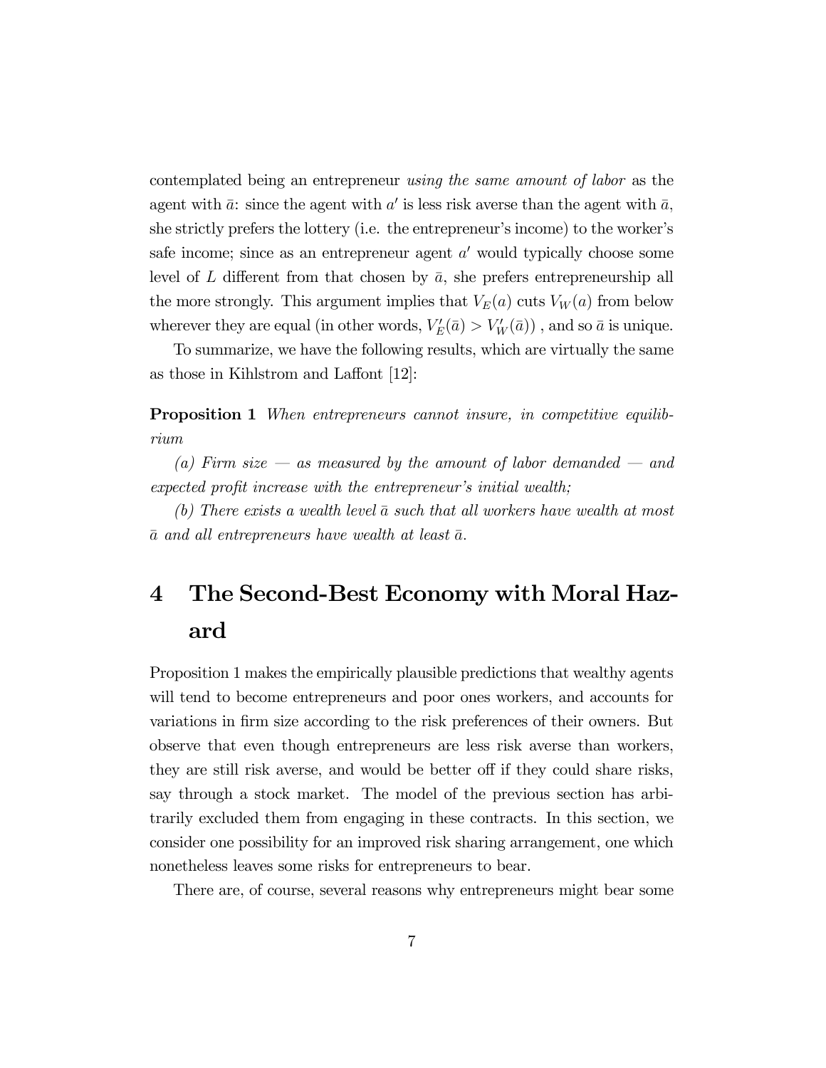contemplated being an entrepreneur *using the same amount of labor* as the agent with $\bar{a}$: since the agent with $a'$ is less risk averse than the agent with $\bar{a}$, she strictly prefers the lottery (i.e. the entrepreneur's income) to the worker's safe income; since as an entrepreneur agent $a'$ would typically choose some level of $L$ different from that chosen by $\bar{a}$, she prefers entrepreneurship all the more strongly. This argument implies that $V_E(a)$ cuts $V_W(a)$ from below wherever they are equal (in other words, $V_E'(\bar{a}) > V_W'(\bar{a})$) , and so $\bar{a}$ is unique.

To summarize, we have the following results, which are virtually the same as those in Kihlstrom and Laffont [12]:

**Proposition 1** *When entrepreneurs cannot insure, in competitive equilibrium*

*(a) Firm size — as measured by the amount of labor demanded — and expected profit increase with the entrepreneur's initial wealth;*

*(b) There exists a wealth level $\bar{a}$ such that all workers have wealth at most $\bar{a}$ and all entrepreneurs have wealth at least $\bar{a}$.*

# 4 The Second-Best Economy with Moral Hazard

Proposition 1 makes the empirically plausible predictions that wealthy agents will tend to become entrepreneurs and poor ones workers, and accounts for variations in firm size according to the risk preferences of their owners. But observe that even though entrepreneurs are less risk averse than workers, they are still risk averse, and would be better off if they could share risks, say through a stock market. The model of the previous section has arbitrarily excluded them from engaging in these contracts. In this section, we consider one possibility for an improved risk sharing arrangement, one which nonetheless leaves some risks for entrepreneurs to bear.

There are, of course, several reasons why entrepreneurs might bear some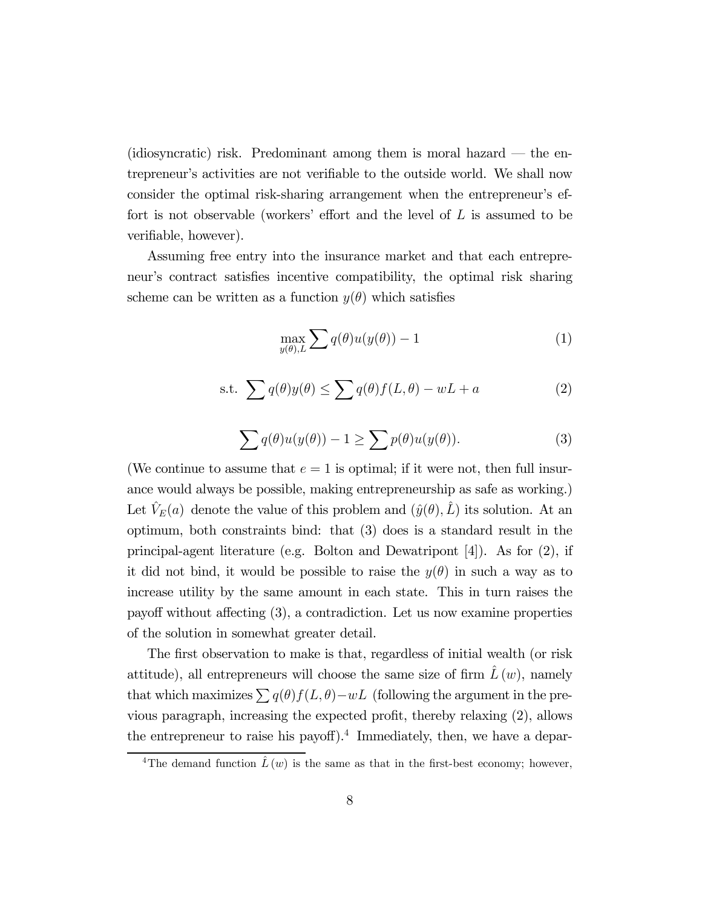(idiosyncratic) risk. Predominant among them is moral hazard — the entrepreneur's activities are not verifiable to the outside world. We shall now consider the optimal risk-sharing arrangement when the entrepreneur's effort is not observable (workers' effort and the level of $L$ is assumed to be verifiable, however).

Assuming free entry into the insurance market and that each entrepreneur's contract satisfies incentive compatibility, the optimal risk sharing scheme can be written as a function $y(\theta)$ which satisfies

$$\max_{y(\theta),L} \sum q(\theta)u(y(\theta)) - 1 \tag{1}$$

$$\text{s.t.} \ \sum q(\theta)y(\theta) \leq \sum q(\theta)f(L,\theta) - wL + a \tag{2}$$

$$\sum q(\theta)u(y(\theta)) - 1 \geq \sum p(\theta)u(y(\theta)). \tag{3}$$

(We continue to assume that $e = 1$ is optimal; if it were not, then full insurance would always be possible, making entrepreneurship as safe as working.) Let $\hat{V}_E(a)$ denote the value of this problem and $(\hat{y}(\theta), \hat{L})$ its solution. At an optimum, both constraints bind: that (3) does is a standard result in the principal-agent literature (e.g. Bolton and Dewatripont [4]). As for (2), if it did not bind, it would be possible to raise the $y(\theta)$ in such a way as to increase utility by the same amount in each state. This in turn raises the payoff without affecting (3), a contradiction. Let us now examine properties of the solution in somewhat greater detail.

The first observation to make is that, regardless of initial wealth (or risk attitude), all entrepreneurs will choose the same size of firm $\hat{L}(w)$, namely that which maximizes $\sum q(\theta)f(L,\theta) - wL$ (following the argument in the previous paragraph, increasing the expected profit, thereby relaxing (2), allows the entrepreneur to raise his payoff).[4] Immediately, then, we have a depar-

[4]The demand function $\hat{L}(w)$ is the same as that in the first-best economy; however,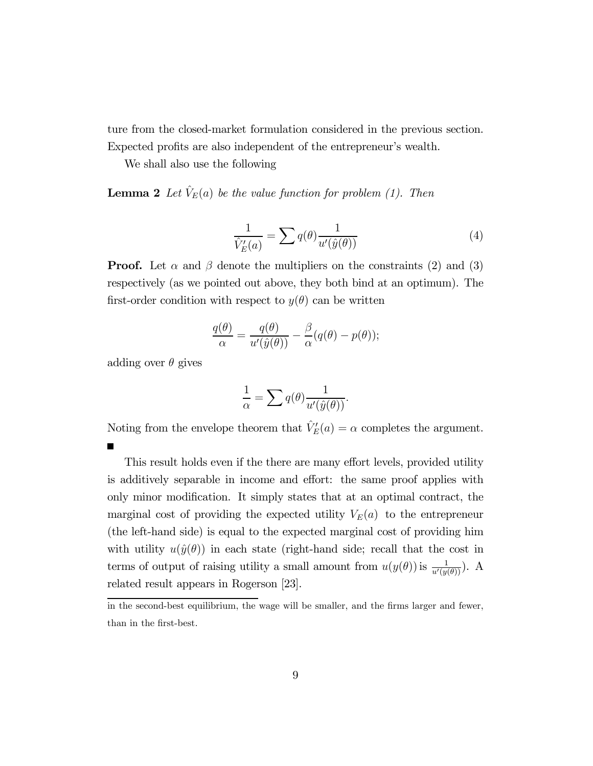ture from the closed-market formulation considered in the previous section. Expected profits are also independent of the entrepreneur's wealth.

We shall also use the following

**Lemma 2** *Let $\hat{V}_E(a)$ be the value function for problem (1). Then*

$$\frac{1}{\hat{V}_E'(a)} = \sum q(\theta) \frac{1}{u'(\hat{y}(\theta))} \tag{4}$$

**Proof.** Let $\alpha$ and $\beta$ denote the multipliers on the constraints (2) and (3) respectively (as we pointed out above, they both bind at an optimum). The first-order condition with respect to $y(\theta)$ can be written

$$\frac{q(\theta)}{\alpha} = \frac{q(\theta)}{u'(\hat{y}(\theta))} - \frac{\beta}{\alpha}(q(\theta) - p(\theta));$$

adding over $\theta$ gives

$$\frac{1}{\alpha} = \sum q(\theta) \frac{1}{u'(\hat{y}(\theta))}.$$

Noting from the envelope theorem that $\hat{V}_E'(a) = \alpha$ completes the argument. ∎

This result holds even if the there are many effort levels, provided utility is additively separable in income and effort: the same proof applies with only minor modification. It simply states that at an optimal contract, the marginal cost of providing the expected utility $V_E(a)$ to the entrepreneur (the left-hand side) is equal to the expected marginal cost of providing him with utility $u(\hat{y}(\theta))$ in each state (right-hand side; recall that the cost in terms of output of raising utility a small amount from $u(y(\theta))$ is $\frac{1}{u'(y(\theta))}$). A related result appears in Rogerson [23].

---

in the second-best equilibrium, the wage will be smaller, and the firms larger and fewer, than in the first-best.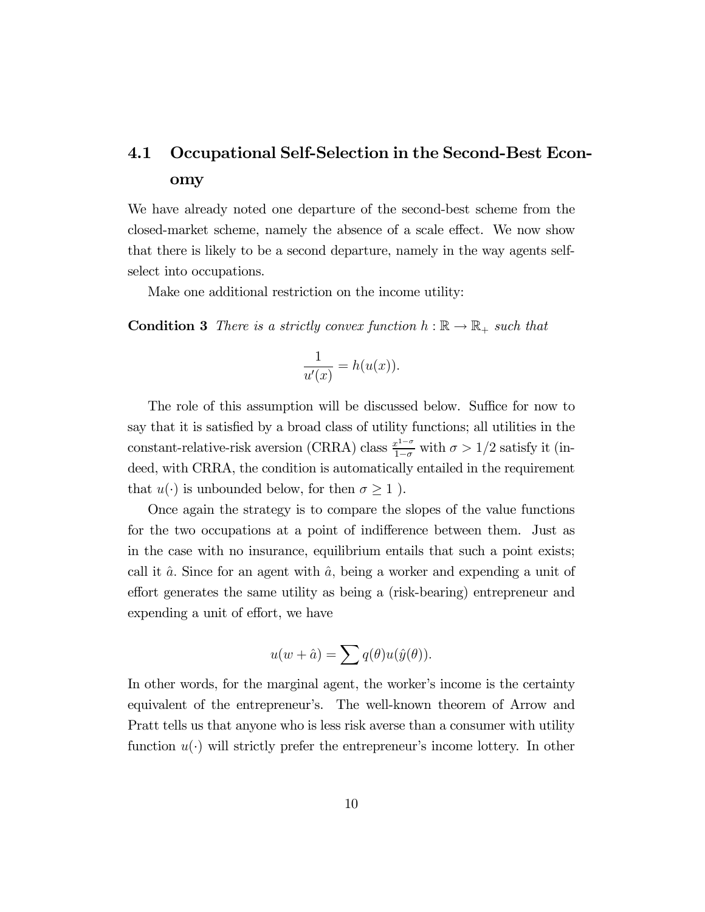## 4.1 Occupational Self-Selection in the Second-Best Economy

We have already noted one departure of the second-best scheme from the closed-market scheme, namely the absence of a scale effect. We now show that there is likely to be a second departure, namely in the way agents self-select into occupations.

Make one additional restriction on the income utility:

**Condition 3** *There is a strictly convex function $h : \mathbb{R} \to \mathbb{R}_+$ such that*

$$\frac{1}{u'(x)} = h(u(x)).$$

The role of this assumption will be discussed below. Suffice for now to say that it is satisfied by a broad class of utility functions; all utilities in the constant-relative-risk aversion (CRRA) class $\frac{x^{1-\sigma}}{1-\sigma}$ with $\sigma > 1/2$ satisfy it (indeed, with CRRA, the condition is automatically entailed in the requirement that $u(\cdot)$ is unbounded below, for then $\sigma \geq 1$ ).

Once again the strategy is to compare the slopes of the value functions for the two occupations at a point of indifference between them. Just as in the case with no insurance, equilibrium entails that such a point exists; call it $\hat{a}$. Since for an agent with $\hat{a}$, being a worker and expending a unit of effort generates the same utility as being a (risk-bearing) entrepreneur and expending a unit of effort, we have

$$u(w + \hat{a}) = \sum q(\theta) u(\hat{y}(\theta)).$$

In other words, for the marginal agent, the worker's income is the certainty equivalent of the entrepreneur's. The well-known theorem of Arrow and Pratt tells us that anyone who is less risk averse than a consumer with utility function $u(\cdot)$ will strictly prefer the entrepreneur's income lottery. In other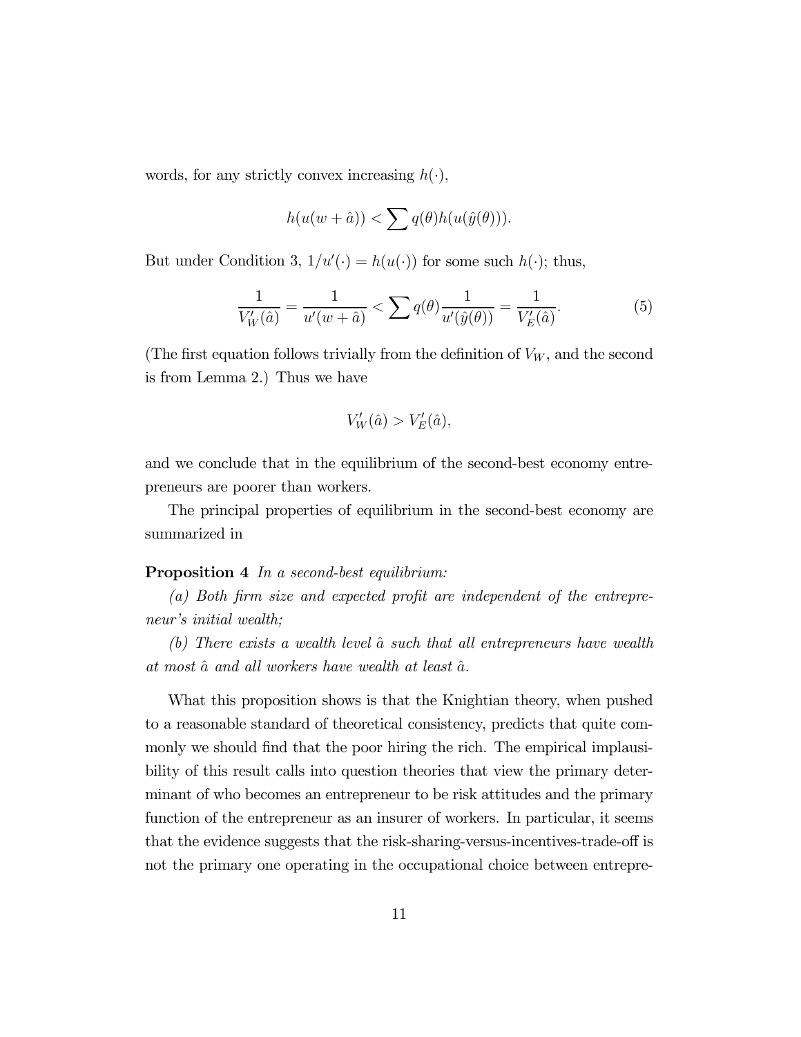words, for any strictly convex increasing $h(\cdot)$,

$$h(u(w + \hat{a})) < \sum q(\theta) h(u(\hat{y}(\theta))).$$

But under Condition 3, $1/u'(\cdot) = h(u(\cdot))$ for some such $h(\cdot)$; thus,

$$\frac{1}{V_W'(\hat{a})} = \frac{1}{u'(w + \hat{a})} < \sum q(\theta) \frac{1}{u'(\hat{y}(\theta))} = \frac{1}{V_E'(\hat{a})}. \tag{5}$$

(The first equation follows trivially from the definition of $V_W$, and the second is from Lemma 2.) Thus we have

$$V_W'(\hat{a}) > V_E'(\hat{a}),$$

and we conclude that in the equilibrium of the second-best economy entrepreneurs are poorer than workers.

The principal properties of equilibrium in the second-best economy are summarized in

**Proposition 4** *In a second-best equilibrium:*

*(a) Both firm size and expected profit are independent of the entrepreneur's initial wealth;*

*(b) There exists a wealth level $\hat{a}$ such that all entrepreneurs have wealth at most $\hat{a}$ and all workers have wealth at least $\hat{a}$.*

What this proposition shows is that the Knightian theory, when pushed to a reasonable standard of theoretical consistency, predicts that quite commonly we should find that the poor hiring the rich. The empirical implausibility of this result calls into question theories that view the primary determinant of who becomes an entrepreneur to be risk attitudes and the primary function of the entrepreneur as an insurer of workers. In particular, it seems that the evidence suggests that the risk-sharing-versus-incentives-trade-off is not the primary one operating in the occupational choice between entrepre-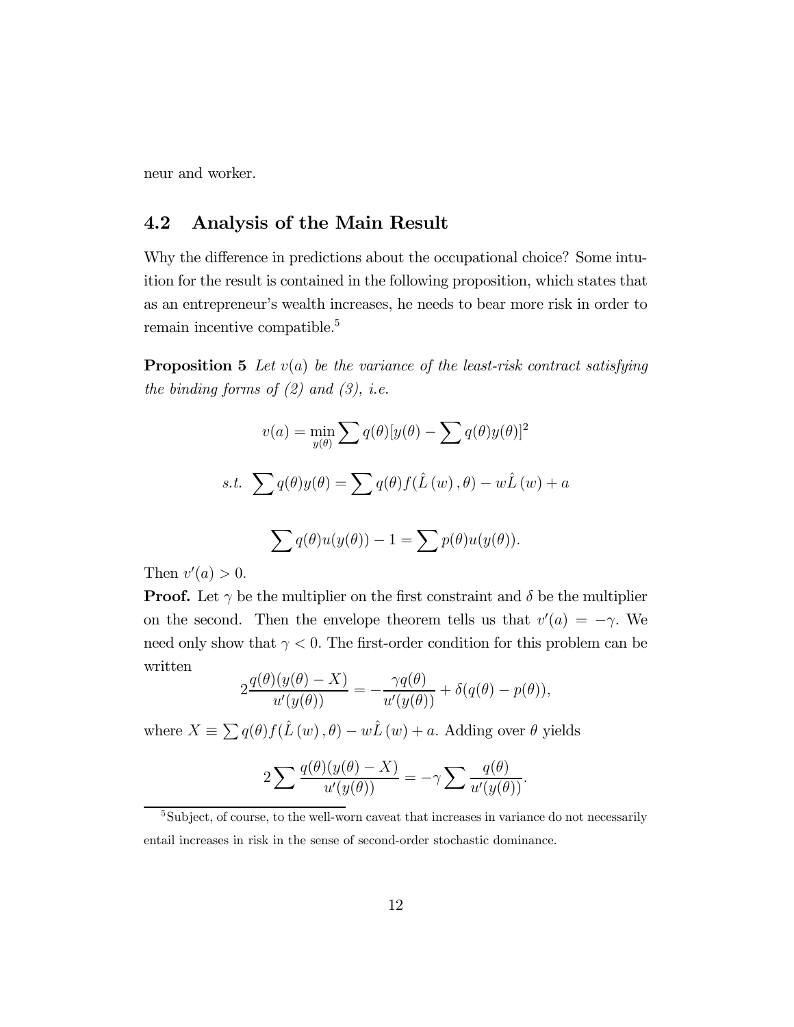neur and worker.

## 4.2 Analysis of the Main Result

Why the difference in predictions about the occupational choice? Some intuition for the result is contained in the following proposition, which states that as an entrepreneur's wealth increases, he needs to bear more risk in order to remain incentive compatible.[5]

**Proposition 5** *Let $v(a)$ be the variance of the least-risk contract satisfying the binding forms of (2) and (3), i.e.*

$$v(a) = \min_{y(\theta)} \sum q(\theta)[y(\theta) - \sum q(\theta)y(\theta)]^2$$

$$s.t. \ \sum q(\theta)y(\theta) = \sum q(\theta)f(\hat{L}(w), \theta) - w\hat{L}(w) + a$$

$$\sum q(\theta)u(y(\theta)) - 1 = \sum p(\theta)u(y(\theta)).$$

Then $v'(a) > 0$.

**Proof.** Let $\gamma$ be the multiplier on the first constraint and $\delta$ be the multiplier on the second. Then the envelope theorem tells us that $v'(a) = -\gamma$. We need only show that $\gamma < 0$. The first-order condition for this problem can be written

$$2\frac{q(\theta)(y(\theta) - X)}{u'(y(\theta))} = -\frac{\gamma q(\theta)}{u'(y(\theta))} + \delta(q(\theta) - p(\theta)),$$

where $X \equiv \sum q(\theta)f(\hat{L}(w), \theta) - w\hat{L}(w) + a$. Adding over $\theta$ yields

$$2\sum \frac{q(\theta)(y(\theta) - X)}{u'(y(\theta))} = -\gamma \sum \frac{q(\theta)}{u'(y(\theta))}.$$

[5] Subject, of course, to the well-worn caveat that increases in variance do not necessarily entail increases in risk in the sense of second-order stochastic dominance.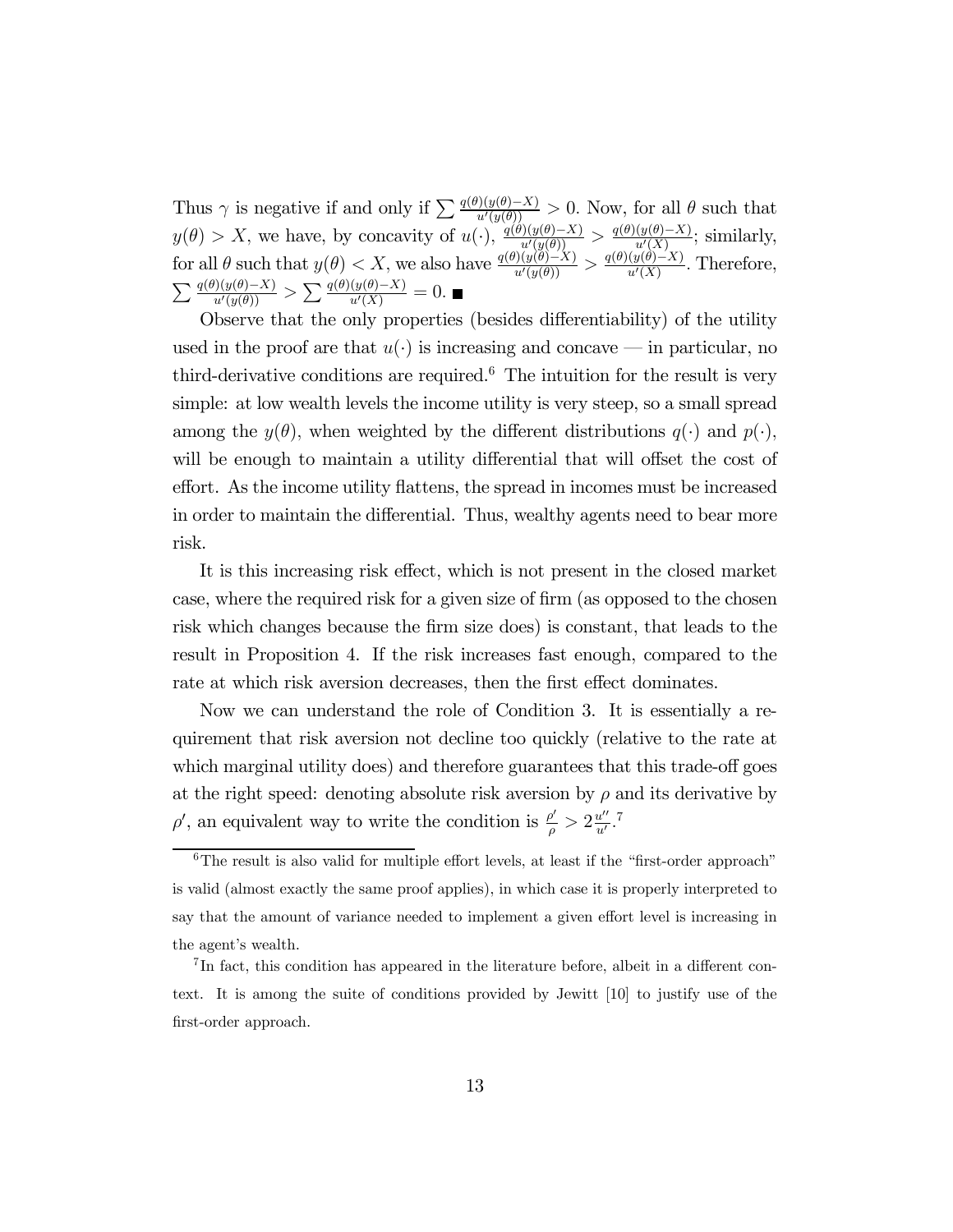Thus $\gamma$ is negative if and only if $\sum \frac{q(\theta)(y(\theta)-X)}{u'(y(\theta))} > 0$. Now, for all $\theta$ such that $y(\theta) > X$, we have, by concavity of $u(\cdot)$, $\frac{q(\theta)(y(\theta)-X)}{u'(y(\theta))} > \frac{q(\theta)(y(\theta)-X)}{u'(X)}$; similarly, for all $\theta$ such that $y(\theta) < X$, we also have $\frac{q(\theta)(y(\theta)-X)}{u'(y(\theta))} > \frac{q(\theta)(y(\theta)-X)}{u'(X)}$. Therefore, $\sum \frac{q(\theta)(y(\theta)-X)}{u'(y(\theta))} > \sum \frac{q(\theta)(y(\theta)-X)}{u'(X)} = 0$. ■

Observe that the only properties (besides differentiability) of the utility used in the proof are that $u(\cdot)$ is increasing and concave — in particular, no third-derivative conditions are required.[6] The intuition for the result is very simple: at low wealth levels the income utility is very steep, so a small spread among the $y(\theta)$, when weighted by the different distributions $q(\cdot)$ and $p(\cdot)$, will be enough to maintain a utility differential that will offset the cost of effort. As the income utility flattens, the spread in incomes must be increased in order to maintain the differential. Thus, wealthy agents need to bear more risk.

It is this increasing risk effect, which is not present in the closed market case, where the required risk for a given size of firm (as opposed to the chosen risk which changes because the firm size does) is constant, that leads to the result in Proposition 4. If the risk increases fast enough, compared to the rate at which risk aversion decreases, then the first effect dominates.

Now we can understand the role of Condition 3. It is essentially a requirement that risk aversion not decline too quickly (relative to the rate at which marginal utility does) and therefore guarantees that this trade-off goes at the right speed: denoting absolute risk aversion by $\rho$ and its derivative by $\rho'$, an equivalent way to write the condition is $\frac{\rho'}{\rho} > 2\frac{u''}{u'}$.[7]

[6] The result is also valid for multiple effort levels, at least if the "first-order approach" is valid (almost exactly the same proof applies), in which case it is properly interpreted to say that the amount of variance needed to implement a given effort level is increasing in the agent's wealth.

[7] In fact, this condition has appeared in the literature before, albeit in a different context. It is among the suite of conditions provided by Jewitt [10] to justify use of the first-order approach.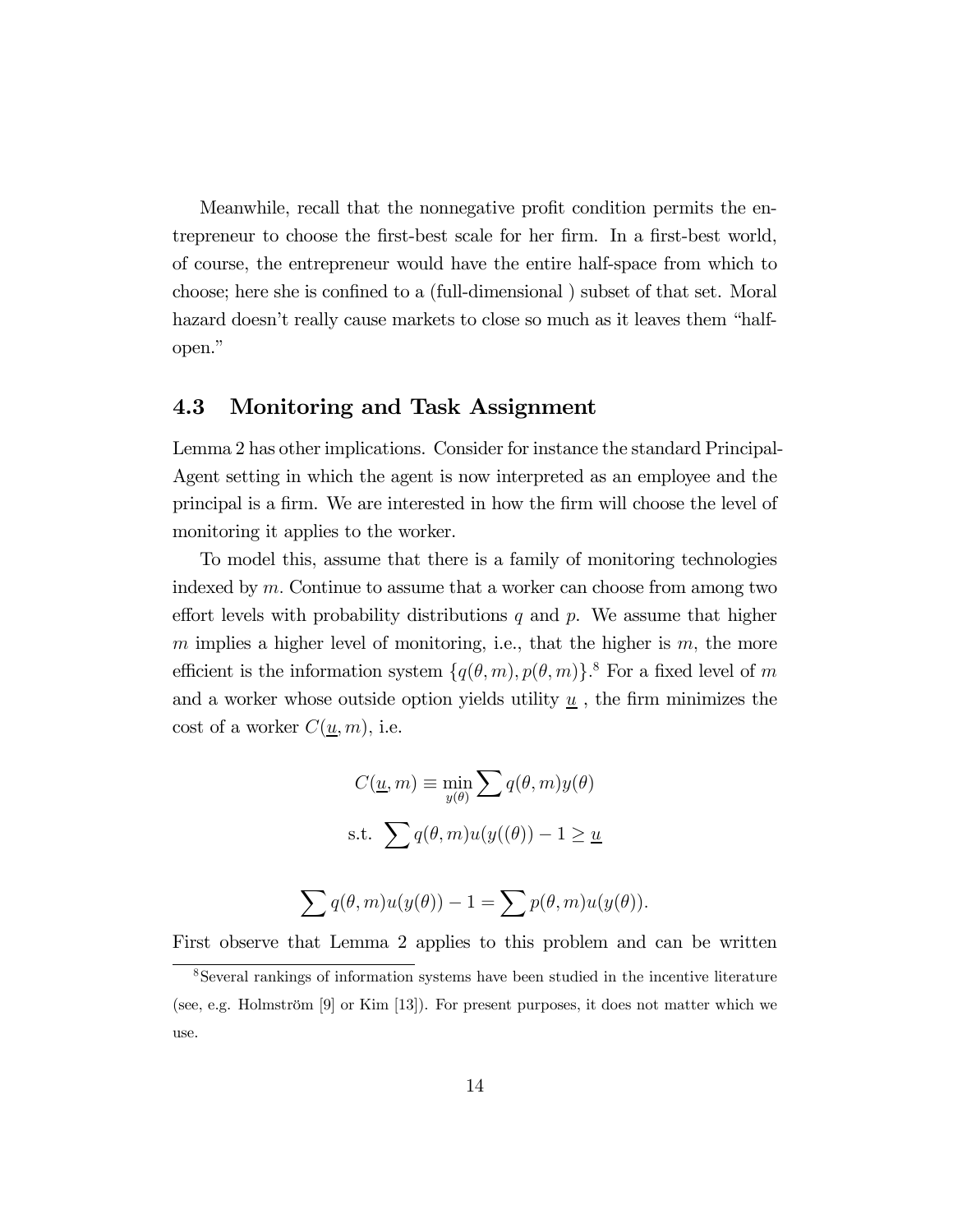Meanwhile, recall that the nonnegative profit condition permits the entrepreneur to choose the first-best scale for her firm. In a first-best world, of course, the entrepreneur would have the entire half-space from which to choose; here she is confined to a (full-dimensional ) subset of that set. Moral hazard doesn't really cause markets to close so much as it leaves them "half-open."

### 4.3 Monitoring and Task Assignment

Lemma 2 has other implications. Consider for instance the standard Principal-Agent setting in which the agent is now interpreted as an employee and the principal is a firm. We are interested in how the firm will choose the level of monitoring it applies to the worker.

To model this, assume that there is a family of monitoring technologies indexed by $m$. Continue to assume that a worker can choose from among two effort levels with probability distributions $q$ and $p$. We assume that higher $m$ implies a higher level of monitoring, i.e., that the higher is $m$, the more efficient is the information system $\{q(\theta, m), p(\theta, m)\}$.[8] For a fixed level of $m$ and a worker whose outside option yields utility $\underline{u}$ , the firm minimizes the cost of a worker $C(\underline{u}, m)$, i.e.

$$C(\underline{u}, m) \equiv \min_{y(\theta)} \sum q(\theta, m)y(\theta)$$

$$\text{s.t. } \sum q(\theta, m)u(y((\theta)) - 1 \geq \underline{u}$$

$$\sum q(\theta, m)u(y(\theta)) - 1 = \sum p(\theta, m)u(y(\theta)).$$

First observe that Lemma 2 applies to this problem and can be written

[8] Several rankings of information systems have been studied in the incentive literature (see, e.g. Holmström [9] or Kim [13]). For present purposes, it does not matter which we use.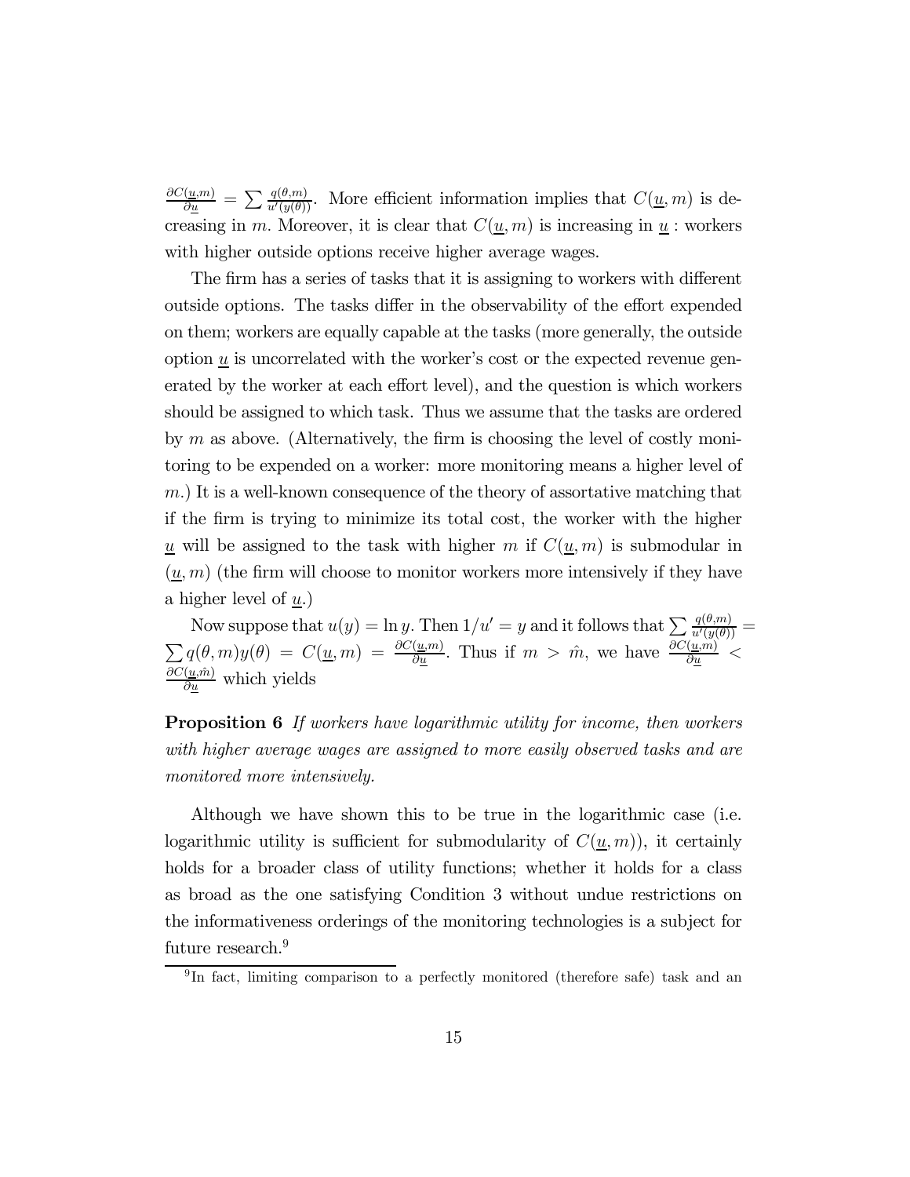$\frac{\partial C(\underline{u},m)}{\partial \underline{u}} = \sum \frac{q(\theta,m)}{u'(y(\theta))}$. More efficient information implies that $C(\underline{u}, m)$ is decreasing in $m$. Moreover, it is clear that $C(\underline{u}, m)$ is increasing in $\underline{u}$ : workers with higher outside options receive higher average wages.

The firm has a series of tasks that it is assigning to workers with different outside options. The tasks differ in the observability of the effort expended on them; workers are equally capable at the tasks (more generally, the outside option $\underline{u}$ is uncorrelated with the worker's cost or the expected revenue generated by the worker at each effort level), and the question is which workers should be assigned to which task. Thus we assume that the tasks are ordered by $m$ as above. (Alternatively, the firm is choosing the level of costly monitoring to be expended on a worker: more monitoring means a higher level of $m$.) It is a well-known consequence of the theory of assortative matching that if the firm is trying to minimize its total cost, the worker with the higher $\underline{u}$ will be assigned to the task with higher $m$ if $C(\underline{u}, m)$ is submodular in $(\underline{u}, m)$ (the firm will choose to monitor workers more intensively if they have a higher level of $\underline{u}$.)

Now suppose that $u(y) = \ln y$. Then $1/u' = y$ and it follows that $\sum \frac{q(\theta,m)}{u'(y(\theta))} = \sum q(\theta, m)y(\theta) = C(\underline{u}, m) = \frac{\partial C(\underline{u},m)}{\partial \underline{u}}$. Thus if $m > \hat{m}$, we have $\frac{\partial C(\underline{u},m)}{\partial \underline{u}} < \frac{\partial C(\underline{u},\hat{m})}{\partial \underline{u}}$ which yields

**Proposition 6** *If workers have logarithmic utility for income, then workers with higher average wages are assigned to more easily observed tasks and are monitored more intensively.*

Although we have shown this to be true in the logarithmic case (i.e. logarithmic utility is sufficient for submodularity of $C(\underline{u}, m)$), it certainly holds for a broader class of utility functions; whether it holds for a class as broad as the one satisfying Condition 3 without undue restrictions on the informativeness orderings of the monitoring technologies is a subject for future research.[9]

[9] In fact, limiting comparison to a perfectly monitored (therefore safe) task and an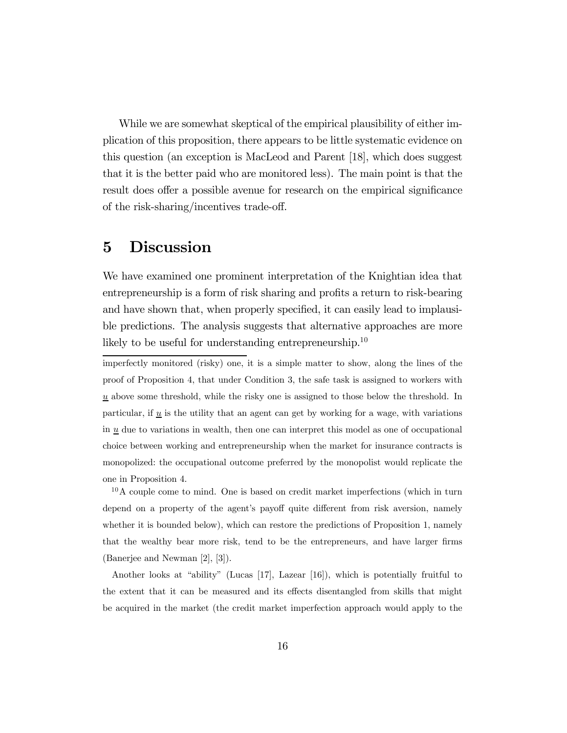While we are somewhat skeptical of the empirical plausibility of either implication of this proposition, there appears to be little systematic evidence on this question (an exception is MacLeod and Parent [18], which does suggest that it is the better paid who are monitored less). The main point is that the result does offer a possible avenue for research on the empirical significance of the risk-sharing/incentives trade-off.

# 5 Discussion

We have examined one prominent interpretation of the Knightian idea that entrepreneurship is a form of risk sharing and profits a return to risk-bearing and have shown that, when properly specified, it can easily lead to implausible predictions. The analysis suggests that alternative approaches are more likely to be useful for understanding entrepreneurship.[10]

---

imperfectly monitored (risky) one, it is a simple matter to show, along the lines of the proof of Proposition 4, that under Condition 3, the safe task is assigned to workers with $\underline{u}$ above some threshold, while the risky one is assigned to those below the threshold. In particular, if $\underline{u}$ is the utility that an agent can get by working for a wage, with variations in $\underline{u}$ due to variations in wealth, then one can interpret this model as one of occupational choice between working and entrepreneurship when the market for insurance contracts is monopolized: the occupational outcome preferred by the monopolist would replicate the one in Proposition 4.

[10] A couple come to mind. One is based on credit market imperfections (which in turn depend on a property of the agent's payoff quite different from risk aversion, namely whether it is bounded below), which can restore the predictions of Proposition 1, namely that the wealthy bear more risk, tend to be the entrepreneurs, and have larger firms (Banerjee and Newman [2], [3]).

Another looks at "ability" (Lucas [17], Lazear [16]), which is potentially fruitful to the extent that it can be measured and its effects disentangled from skills that might be acquired in the market (the credit market imperfection approach would apply to the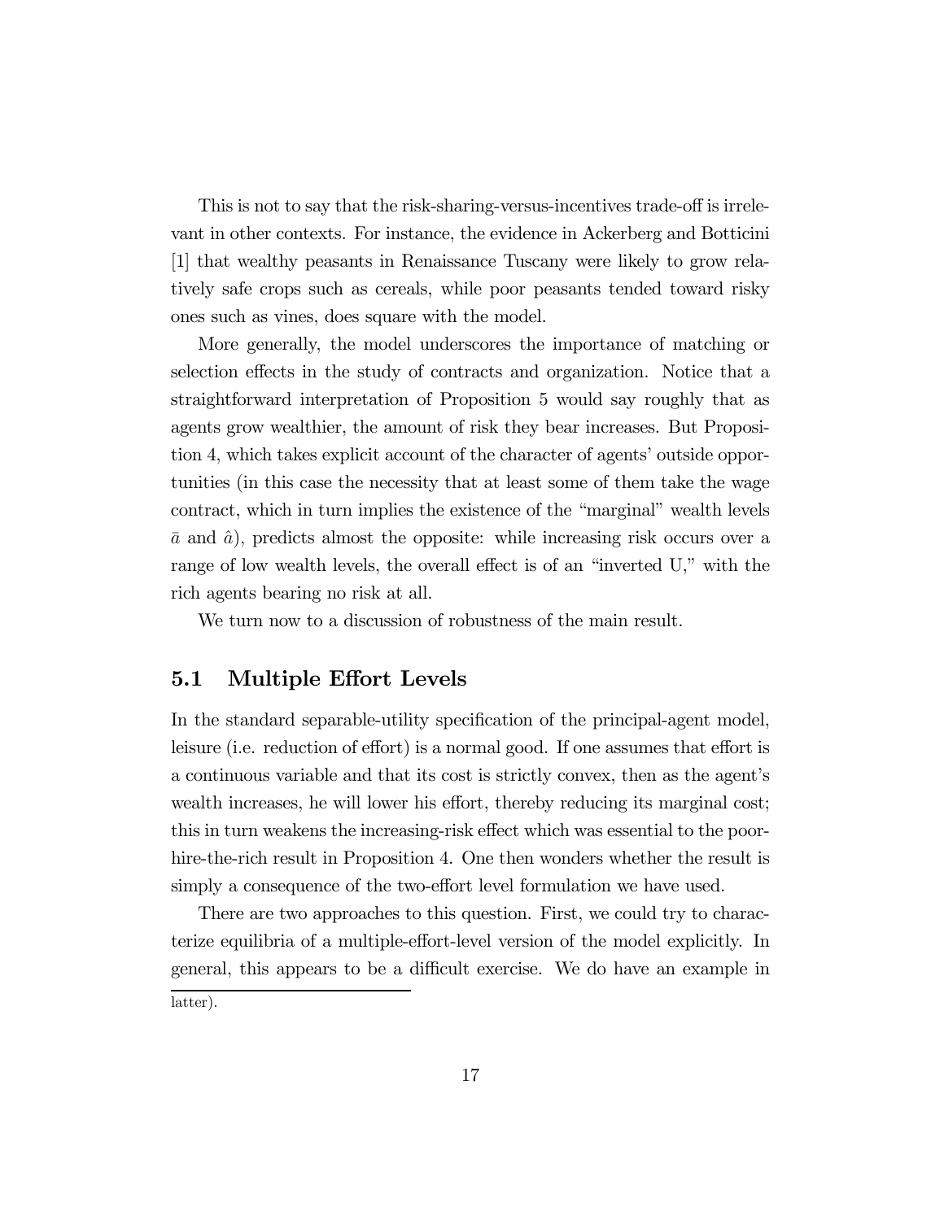This is not to say that the risk-sharing-versus-incentives trade-off is irrelevant in other contexts. For instance, the evidence in Ackerberg and Botticini [1] that wealthy peasants in Renaissance Tuscany were likely to grow relatively safe crops such as cereals, while poor peasants tended toward risky ones such as vines, does square with the model.

More generally, the model underscores the importance of matching or selection effects in the study of contracts and organization. Notice that a straightforward interpretation of Proposition 5 would say roughly that as agents grow wealthier, the amount of risk they bear increases. But Proposition 4, which takes explicit account of the character of agents' outside opportunities (in this case the necessity that at least some of them take the wage contract, which in turn implies the existence of the "marginal" wealth levels $\bar{a}$ and $\hat{a}$), predicts almost the opposite: while increasing risk occurs over a range of low wealth levels, the overall effect is of an "inverted U," with the rich agents bearing no risk at all.

We turn now to a discussion of robustness of the main result.

## 5.1 Multiple Effort Levels

In the standard separable-utility specification of the principal-agent model, leisure (i.e. reduction of effort) is a normal good. If one assumes that effort is a continuous variable and that its cost is strictly convex, then as the agent's wealth increases, he will lower his effort, thereby reducing its marginal cost; this in turn weakens the increasing-risk effect which was essential to the poor-hire-the-rich result in Proposition 4. One then wonders whether the result is simply a consequence of the two-effort level formulation we have used.

There are two approaches to this question. First, we could try to characterize equilibria of a multiple-effort-level version of the model explicitly. In general, this appears to be a difficult exercise. We do have an example in

latter).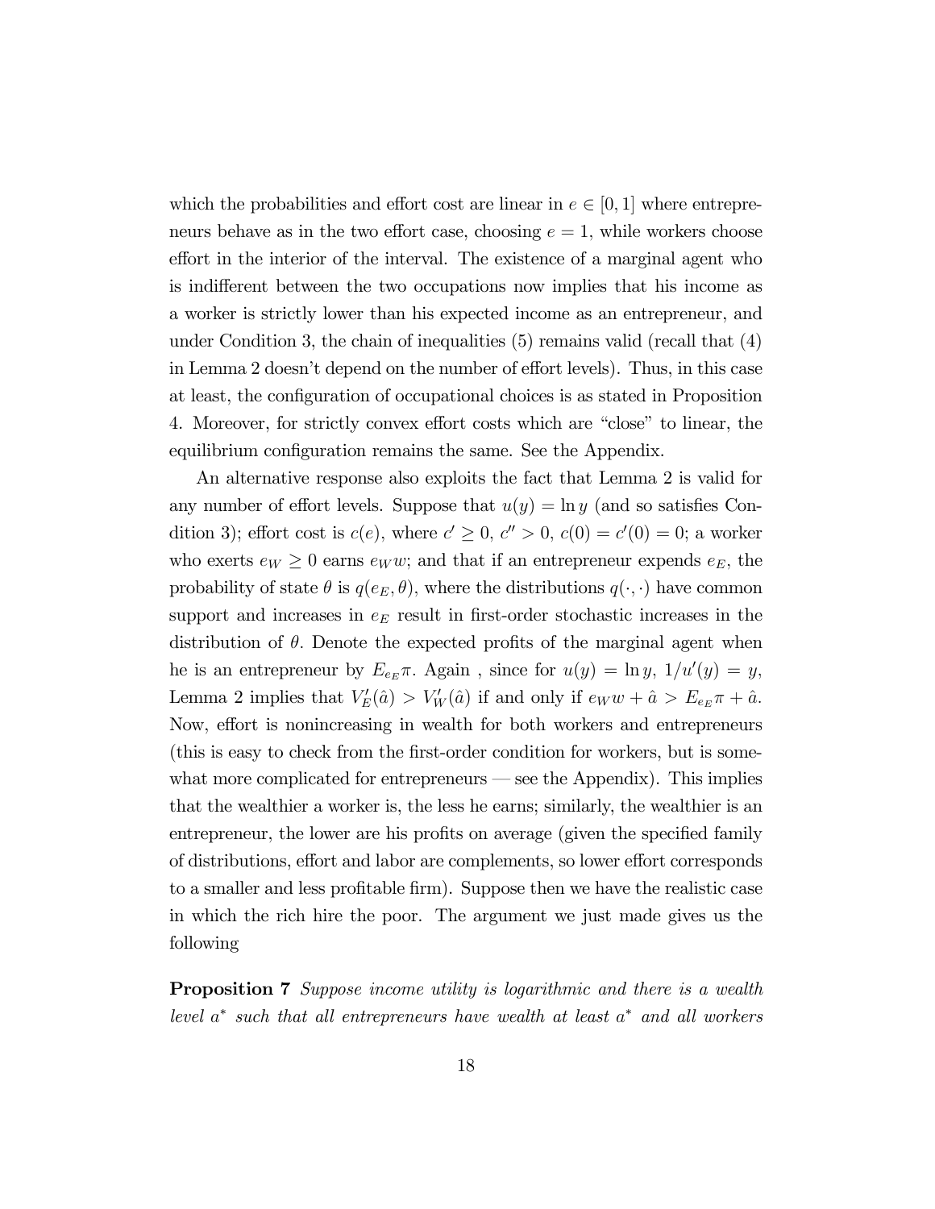which the probabilities and effort cost are linear in $e \in [0, 1]$ where entrepreneurs behave as in the two effort case, choosing $e = 1$, while workers choose effort in the interior of the interval. The existence of a marginal agent who is indifferent between the two occupations now implies that his income as a worker is strictly lower than his expected income as an entrepreneur, and under Condition 3, the chain of inequalities (5) remains valid (recall that (4) in Lemma 2 doesn't depend on the number of effort levels). Thus, in this case at least, the configuration of occupational choices is as stated in Proposition 4. Moreover, for strictly convex effort costs which are "close" to linear, the equilibrium configuration remains the same. See the Appendix.

An alternative response also exploits the fact that Lemma 2 is valid for any number of effort levels. Suppose that $u(y) = \ln y$ (and so satisfies Condition 3); effort cost is $c(e)$, where $c' \geq 0$, $c'' > 0$, $c(0) = c'(0) = 0$; a worker who exerts $e_W \geq 0$ earns $e_W w$; and that if an entrepreneur expends $e_E$, the probability of state $\theta$ is $q(e_E, \theta)$, where the distributions $q(\cdot, \cdot)$ have common support and increases in $e_E$ result in first-order stochastic increases in the distribution of $\theta$. Denote the expected profits of the marginal agent when he is an entrepreneur by $E_{e_E}\pi$. Again , since for $u(y) = \ln y$, $1/u'(y) = y$, Lemma 2 implies that $V_E'(\hat{a}) > V_W'(\hat{a})$ if and only if $e_W w + \hat{a} > E_{e_E}\pi + \hat{a}$. Now, effort is nonincreasing in wealth for both workers and entrepreneurs (this is easy to check from the first-order condition for workers, but is somewhat more complicated for entrepreneurs — see the Appendix). This implies that the wealthier a worker is, the less he earns; similarly, the wealthier is an entrepreneur, the lower are his profits on average (given the specified family of distributions, effort and labor are complements, so lower effort corresponds to a smaller and less profitable firm). Suppose then we have the realistic case in which the rich hire the poor. The argument we just made gives us the following

**Proposition 7** *Suppose income utility is logarithmic and there is a wealth level $a^*$ such that all entrepreneurs have wealth at least $a^*$ and all workers*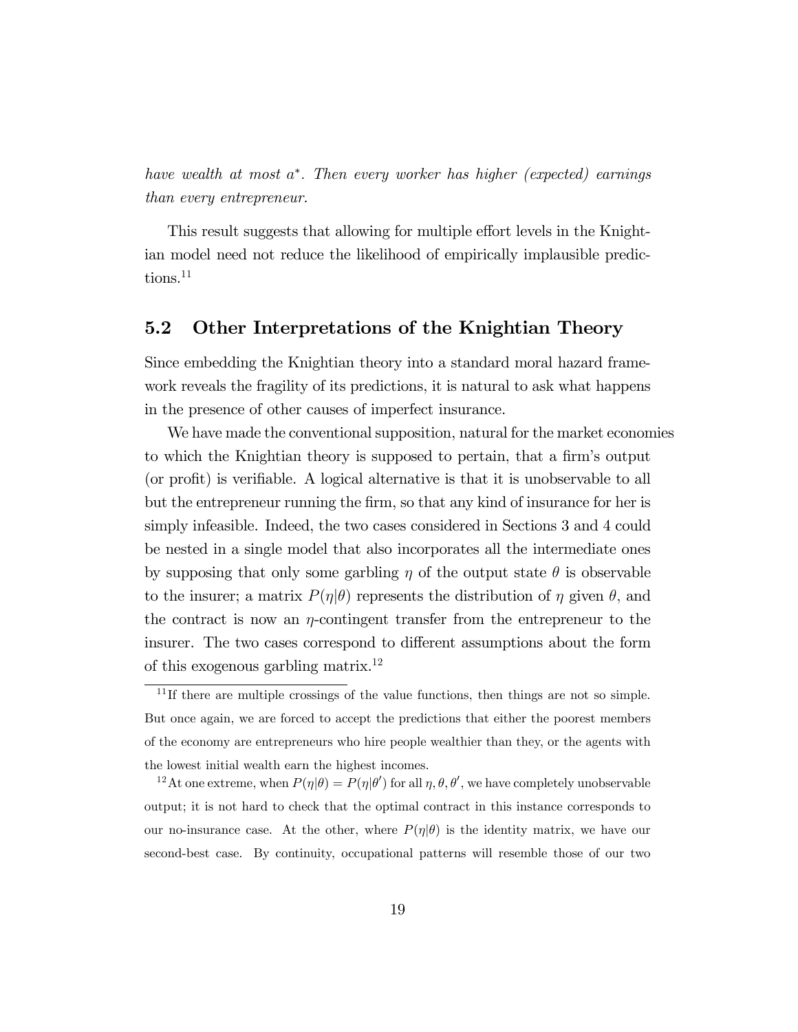*have wealth at most $a^*$. Then every worker has higher (expected) earnings than every entrepreneur.*

This result suggests that allowing for multiple effort levels in the Knightian model need not reduce the likelihood of empirically implausible predictions.[11]

## 5.2 Other Interpretations of the Knightian Theory

Since embedding the Knightian theory into a standard moral hazard framework reveals the fragility of its predictions, it is natural to ask what happens in the presence of other causes of imperfect insurance.

We have made the conventional supposition, natural for the market economies to which the Knightian theory is supposed to pertain, that a firm's output (or profit) is verifiable. A logical alternative is that it is unobservable to all but the entrepreneur running the firm, so that any kind of insurance for her is simply infeasible. Indeed, the two cases considered in Sections 3 and 4 could be nested in a single model that also incorporates all the intermediate ones by supposing that only some garbling $\eta$ of the output state $\theta$ is observable to the insurer; a matrix $P(\eta|\theta)$ represents the distribution of $\eta$ given $\theta$, and the contract is now an $\eta$-contingent transfer from the entrepreneur to the insurer. The two cases correspond to different assumptions about the form of this exogenous garbling matrix.[12]

[11] If there are multiple crossings of the value functions, then things are not so simple. But once again, we are forced to accept the predictions that either the poorest members of the economy are entrepreneurs who hire people wealthier than they, or the agents with the lowest initial wealth earn the highest incomes.

[12] At one extreme, when $P(\eta|\theta) = P(\eta|\theta')$ for all $\eta, \theta, \theta'$, we have completely unobservable output; it is not hard to check that the optimal contract in this instance corresponds to our no-insurance case. At the other, where $P(\eta|\theta)$ is the identity matrix, we have our second-best case. By continuity, occupational patterns will resemble those of our two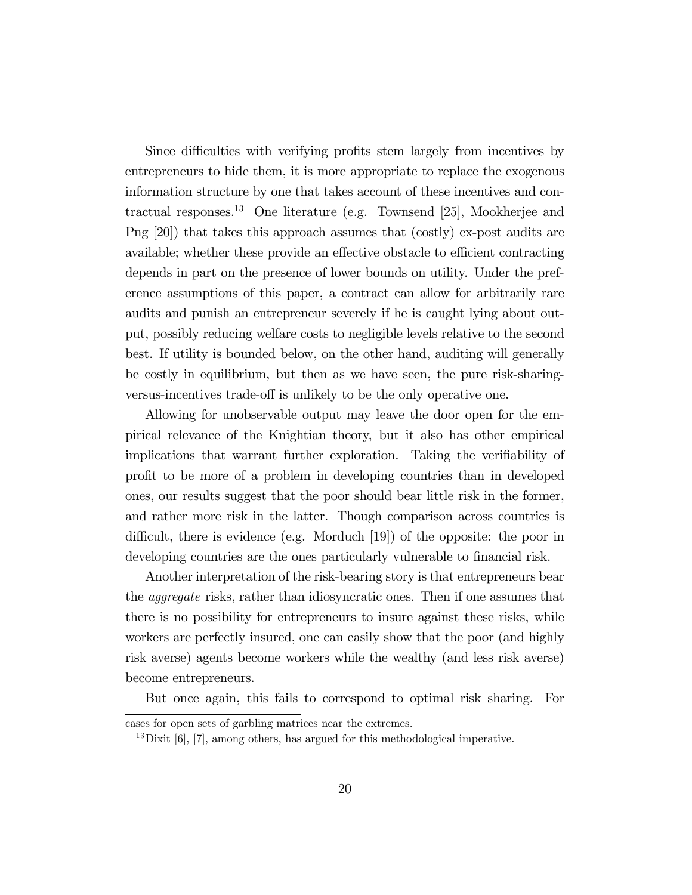Since difficulties with verifying profits stem largely from incentives by entrepreneurs to hide them, it is more appropriate to replace the exogenous information structure by one that takes account of these incentives and contractual responses.[13] One literature (e.g. Townsend [25], Mookherjee and Png [20]) that takes this approach assumes that (costly) ex-post audits are available; whether these provide an effective obstacle to efficient contracting depends in part on the presence of lower bounds on utility. Under the preference assumptions of this paper, a contract can allow for arbitrarily rare audits and punish an entrepreneur severely if he is caught lying about output, possibly reducing welfare costs to negligible levels relative to the second best. If utility is bounded below, on the other hand, auditing will generally be costly in equilibrium, but then as we have seen, the pure risk-sharing-versus-incentives trade-off is unlikely to be the only operative one.

Allowing for unobservable output may leave the door open for the empirical relevance of the Knightian theory, but it also has other empirical implications that warrant further exploration. Taking the verifiability of profit to be more of a problem in developing countries than in developed ones, our results suggest that the poor should bear little risk in the former, and rather more risk in the latter. Though comparison across countries is difficult, there is evidence (e.g. Morduch [19]) of the opposite: the poor in developing countries are the ones particularly vulnerable to financial risk.

Another interpretation of the risk-bearing story is that entrepreneurs bear the *aggregate* risks, rather than idiosyncratic ones. Then if one assumes that there is no possibility for entrepreneurs to insure against these risks, while workers are perfectly insured, one can easily show that the poor (and highly risk averse) agents become workers while the wealthy (and less risk averse) become entrepreneurs.

But once again, this fails to correspond to optimal risk sharing. For

cases for open sets of garbling matrices near the extremes.

[13] Dixit [6], [7], among others, has argued for this methodological imperative.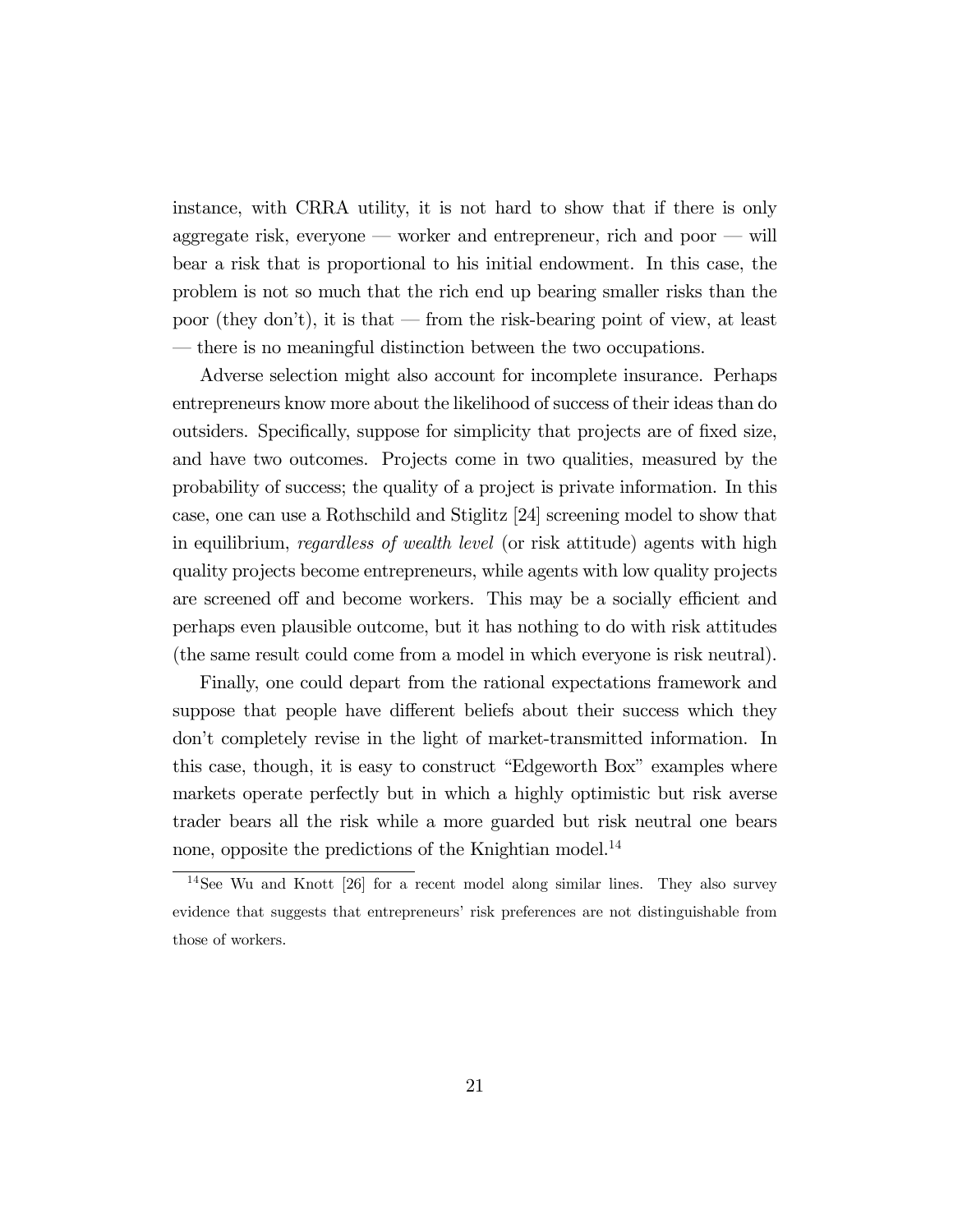instance, with CRRA utility, it is not hard to show that if there is only aggregate risk, everyone — worker and entrepreneur, rich and poor — will bear a risk that is proportional to his initial endowment. In this case, the problem is not so much that the rich end up bearing smaller risks than the poor (they don't), it is that — from the risk-bearing point of view, at least — there is no meaningful distinction between the two occupations.

Adverse selection might also account for incomplete insurance. Perhaps entrepreneurs know more about the likelihood of success of their ideas than do outsiders. Specifically, suppose for simplicity that projects are of fixed size, and have two outcomes. Projects come in two qualities, measured by the probability of success; the quality of a project is private information. In this case, one can use a Rothschild and Stiglitz [24] screening model to show that in equilibrium, *regardless of wealth level* (or risk attitude) agents with high quality projects become entrepreneurs, while agents with low quality projects are screened off and become workers. This may be a socially efficient and perhaps even plausible outcome, but it has nothing to do with risk attitudes (the same result could come from a model in which everyone is risk neutral).

Finally, one could depart from the rational expectations framework and suppose that people have different beliefs about their success which they don't completely revise in the light of market-transmitted information. In this case, though, it is easy to construct "Edgeworth Box" examples where markets operate perfectly but in which a highly optimistic but risk averse trader bears all the risk while a more guarded but risk neutral one bears none, opposite the predictions of the Knightian model.[14]

[14] See Wu and Knott [26] for a recent model along similar lines. They also survey evidence that suggests that entrepreneurs' risk preferences are not distinguishable from those of workers.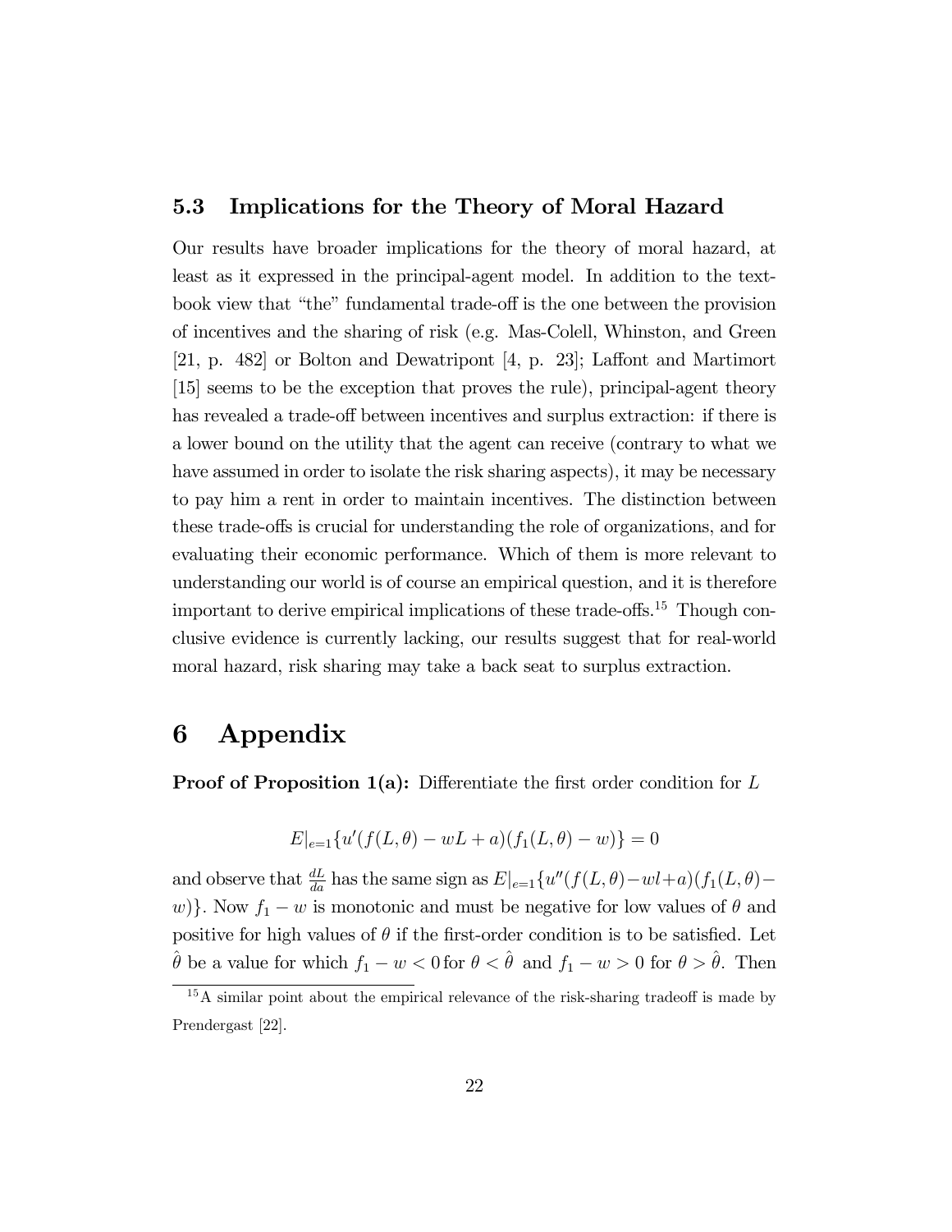### 5.3 Implications for the Theory of Moral Hazard

Our results have broader implications for the theory of moral hazard, at least as it expressed in the principal-agent model. In addition to the textbook view that "the" fundamental trade-off is the one between the provision of incentives and the sharing of risk (e.g. Mas-Colell, Whinston, and Green [21, p. 482] or Bolton and Dewatripont [4, p. 23]; Laffont and Martimort [15] seems to be the exception that proves the rule), principal-agent theory has revealed a trade-off between incentives and surplus extraction: if there is a lower bound on the utility that the agent can receive (contrary to what we have assumed in order to isolate the risk sharing aspects), it may be necessary to pay him a rent in order to maintain incentives. The distinction between these trade-offs is crucial for understanding the role of organizations, and for evaluating their economic performance. Which of them is more relevant to understanding our world is of course an empirical question, and it is therefore important to derive empirical implications of these trade-offs.[15] Though conclusive evidence is currently lacking, our results suggest that for real-world moral hazard, risk sharing may take a back seat to surplus extraction.

# 6 Appendix

**Proof of Proposition 1(a):** Differentiate the first order condition for $L$

$$E|_{e=1}\{u'(f(L,\theta) - wL + a)(f_1(L,\theta) - w)\} = 0$$

and observe that $\frac{dL}{da}$ has the same sign as $E|_{e=1}\{u''(f(L,\theta) - wl + a)(f_1(L,\theta) - w)\}$. Now $f_1 - w$ is monotonic and must be negative for low values of $\theta$ and positive for high values of $\theta$ if the first-order condition is to be satisfied. Let $\hat{\theta}$ be a value for which $f_1 - w < 0$ for $\theta < \hat{\theta}$ and $f_1 - w > 0$ for $\theta > \hat{\theta}$. Then

[15] A similar point about the empirical relevance of the risk-sharing tradeoff is made by Prendergast [22].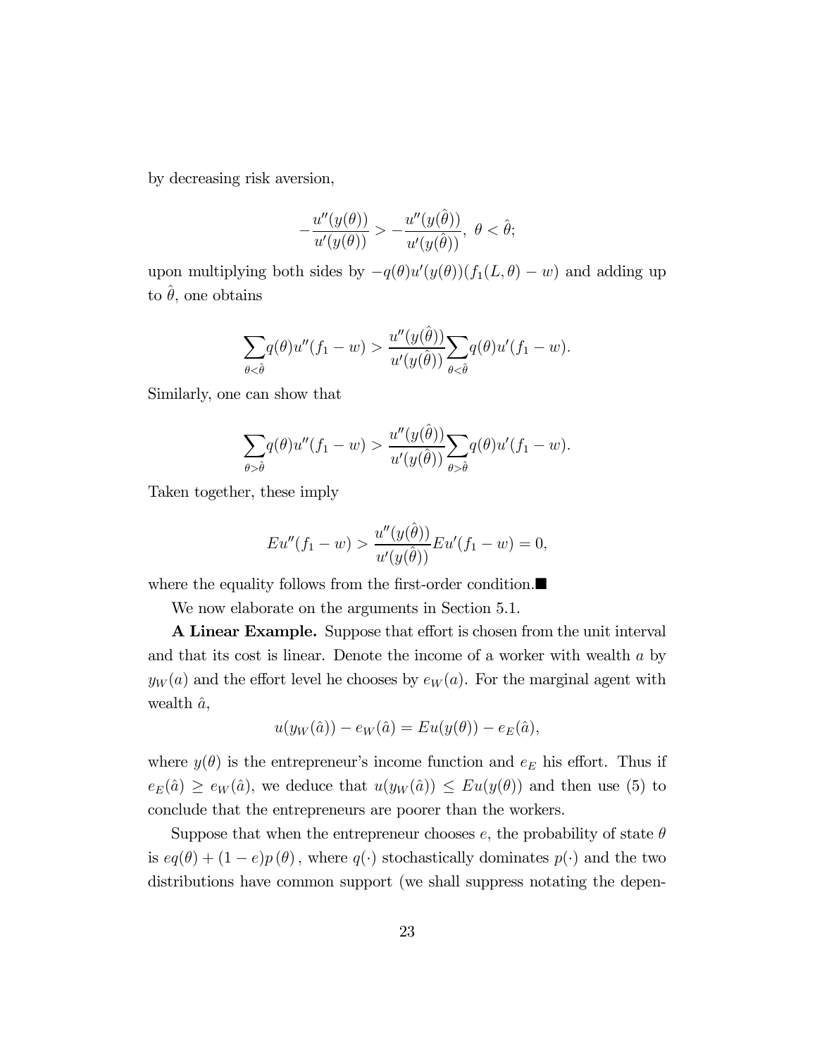by decreasing risk aversion,

$$-\frac{u''(y(\theta))}{u'(y(\theta))} > -\frac{u''(y(\hat{\theta}))}{u'(y(\hat{\theta}))},\ \theta < \hat{\theta};$$

upon multiplying both sides by $-q(\theta)u'(y(\theta))(f_1(L,\theta) - w)$ and adding up to $\hat{\theta}$, one obtains

$$\sum_{\theta<\hat{\theta}} q(\theta)u''(f_1 - w) > \frac{u''(y(\hat{\theta}))}{u'(y(\hat{\theta}))}\sum_{\theta<\hat{\theta}} q(\theta)u'(f_1 - w).$$

Similarly, one can show that

$$\sum_{\theta>\hat{\theta}} q(\theta)u''(f_1 - w) > \frac{u''(y(\hat{\theta}))}{u'(y(\hat{\theta}))}\sum_{\theta>\hat{\theta}} q(\theta)u'(f_1 - w).$$

Taken together, these imply

$$Eu''(f_1 - w) > \frac{u''(y(\hat{\theta}))}{u'(y(\hat{\theta}))}Eu'(f_1 - w) = 0,$$

where the equality follows from the first-order condition.■

We now elaborate on the arguments in Section 5.1.

**A Linear Example.** Suppose that effort is chosen from the unit interval and that its cost is linear. Denote the income of a worker with wealth $a$ by $y_W(a)$ and the effort level he chooses by $e_W(a)$. For the marginal agent with wealth $\hat{a}$,

$$u(y_W(\hat{a})) - e_W(\hat{a}) = Eu(y(\theta)) - e_E(\hat{a}),$$

where $y(\theta)$ is the entrepreneur's income function and $e_E$ his effort. Thus if $e_E(\hat{a}) \geq e_W(\hat{a})$, we deduce that $u(y_W(\hat{a})) \leq Eu(y(\theta))$ and then use (5) to conclude that the entrepreneurs are poorer than the workers.

Suppose that when the entrepreneur chooses $e$, the probability of state $\theta$ is $eq(\theta) + (1 - e)p(\theta)$, where $q(\cdot)$ stochastically dominates $p(\cdot)$ and the two distributions have common support (we shall suppress notating the depen-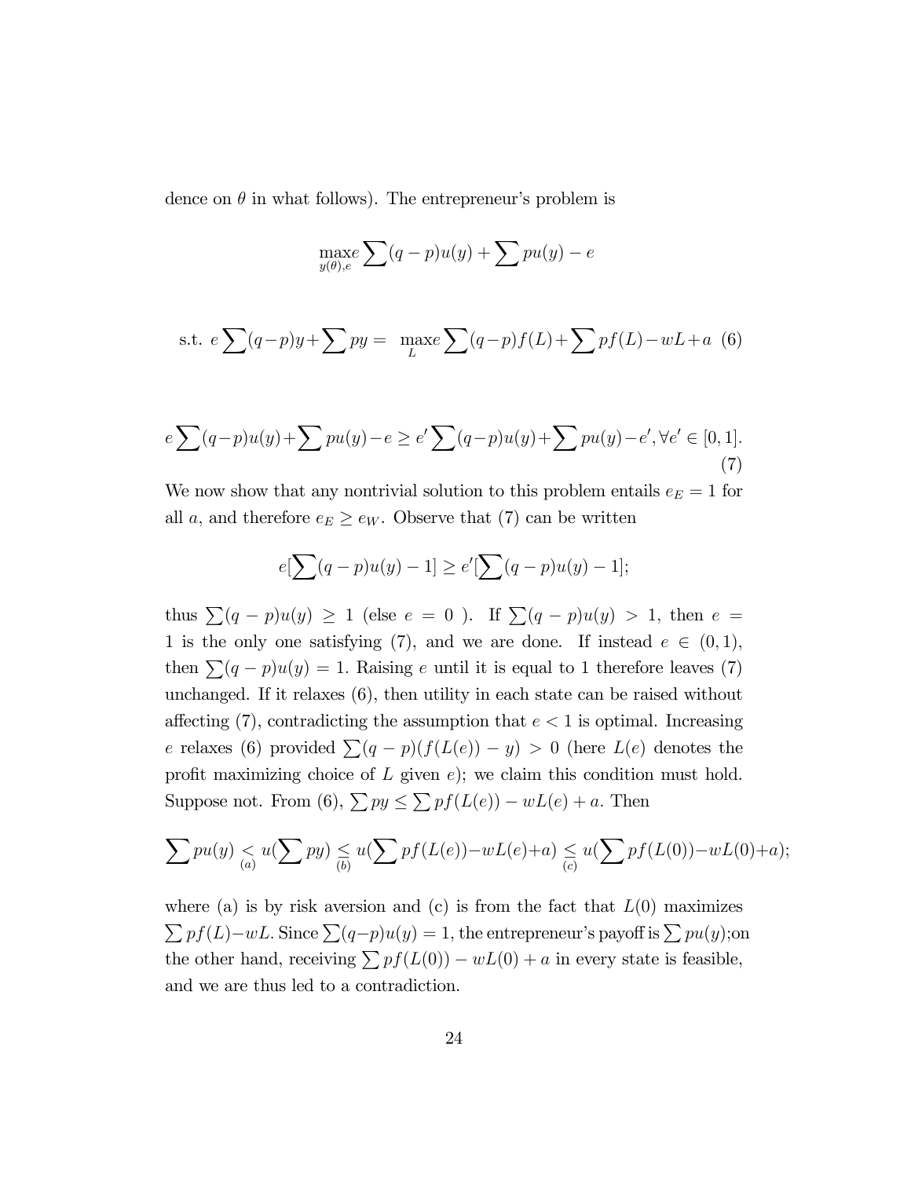dence on $\theta$ in what follows). The entrepreneur's problem is

$$\max_{y(\theta),e} e\sum(q-p)u(y)+\sum pu(y)-e$$

$$\text{s.t. } e\sum(q-p)y+\sum py = \max_L e\sum(q-p)f(L)+\sum pf(L)-wL+a \quad (6)$$

$$e\sum(q-p)u(y)+\sum pu(y)-e \geq e'\sum(q-p)u(y)+\sum pu(y)-e', \forall e' \in [0,1]. \quad (7)$$

We now show that any nontrivial solution to this problem entails $e_E = 1$ for all $a$, and therefore $e_E \geq e_W$. Observe that (7) can be written

$$e[\sum(q-p)u(y)-1] \geq e'[\sum(q-p)u(y)-1];$$

thus $\sum(q-p)u(y) \geq 1$ (else $e = 0$ ). If $\sum(q-p)u(y) > 1$, then $e = 1$ is the only one satisfying (7), and we are done. If instead $e \in (0,1)$, then $\sum(q-p)u(y) = 1$. Raising $e$ until it is equal to 1 therefore leaves (7) unchanged. If it relaxes (6), then utility in each state can be raised without affecting (7), contradicting the assumption that $e < 1$ is optimal. Increasing $e$ relaxes (6) provided $\sum(q-p)(f(L(e))-y) > 0$ (here $L(e)$ denotes the profit maximizing choice of $L$ given $e$); we claim this condition must hold. Suppose not. From (6), $\sum py \leq \sum pf(L(e)) - wL(e) + a$. Then

$$\sum pu(y) \underset{(a)}{<} u(\sum py) \underset{(b)}{\leq} u(\sum pf(L(e))-wL(e)+a) \underset{(c)}{\leq} u(\sum pf(L(0))-wL(0)+a);$$

where (a) is by risk aversion and (c) is from the fact that $L(0)$ maximizes $\sum pf(L)-wL$. Since $\sum(q-p)u(y) = 1$, the entrepreneur's payoff is $\sum pu(y)$;on the other hand, receiving $\sum pf(L(0)) - wL(0) + a$ in every state is feasible, and we are thus led to a contradiction.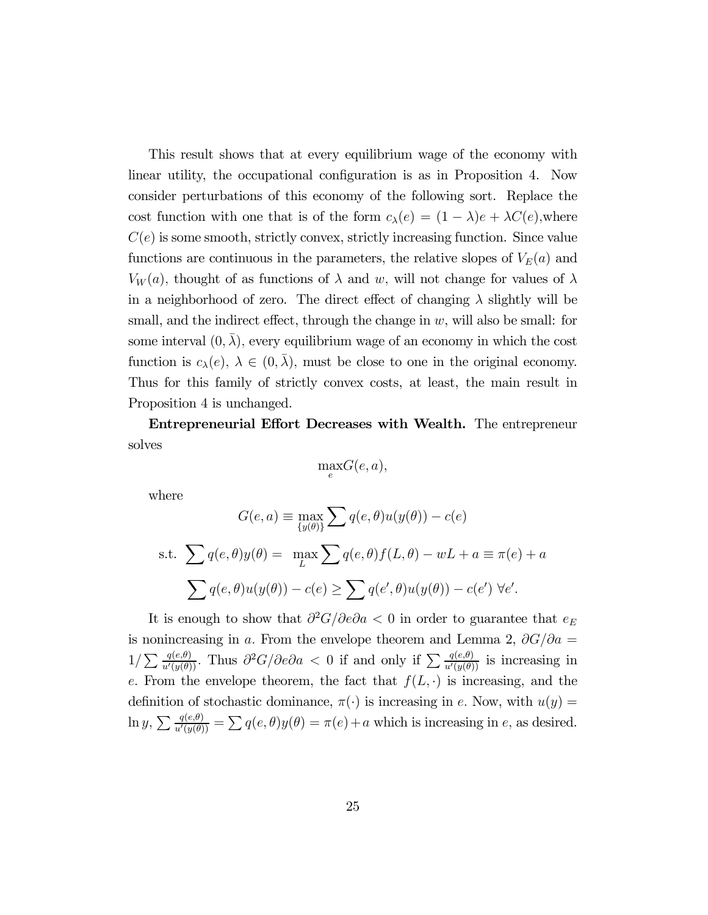This result shows that at every equilibrium wage of the economy with linear utility, the occupational configuration is as in Proposition 4. Now consider perturbations of this economy of the following sort. Replace the cost function with one that is of the form $c_\lambda(e) = (1-\lambda)e + \lambda C(e)$,where $C(e)$ is some smooth, strictly convex, strictly increasing function. Since value functions are continuous in the parameters, the relative slopes of $V_E(a)$ and $V_W(a)$, thought of as functions of $\lambda$ and $w$, will not change for values of $\lambda$ in a neighborhood of zero. The direct effect of changing $\lambda$ slightly will be small, and the indirect effect, through the change in $w$, will also be small: for some interval $(0, \bar{\lambda})$, every equilibrium wage of an economy in which the cost function is $c_\lambda(e)$, $\lambda \in (0, \bar{\lambda})$, must be close to one in the original economy. Thus for this family of strictly convex costs, at least, the main result in Proposition 4 is unchanged.

**Entrepreneurial Effort Decreases with Wealth.** The entrepreneur solves

$$\max_e G(e, a),$$

where

$$G(e, a) \equiv \max_{\{y(\theta)\}} \sum q(e, \theta) u(y(\theta)) - c(e)$$

$$\text{s.t. } \sum q(e, \theta) y(\theta) = \max_L \sum q(e, \theta) f(L, \theta) - wL + a \equiv \pi(e) + a$$

$$\sum q(e, \theta) u(y(\theta)) - c(e) \geq \sum q(e', \theta) u(y(\theta)) - c(e') \ \forall e'.$$

It is enough to show that $\partial^2 G / \partial e \partial a < 0$ in order to guarantee that $e_E$ is nonincreasing in $a$. From the envelope theorem and Lemma 2, $\partial G / \partial a = 1 / \sum \frac{q(e,\theta)}{u'(y(\theta))}$. Thus $\partial^2 G / \partial e \partial a < 0$ if and only if $\sum \frac{q(e,\theta)}{u'(y(\theta))}$ is increasing in $e$. From the envelope theorem, the fact that $f(L, \cdot)$ is increasing, and the definition of stochastic dominance, $\pi(\cdot)$ is increasing in $e$. Now, with $u(y) = \ln y$, $\sum \frac{q(e,\theta)}{u'(y(\theta))} = \sum q(e, \theta) y(\theta) = \pi(e) + a$ which is increasing in $e$, as desired.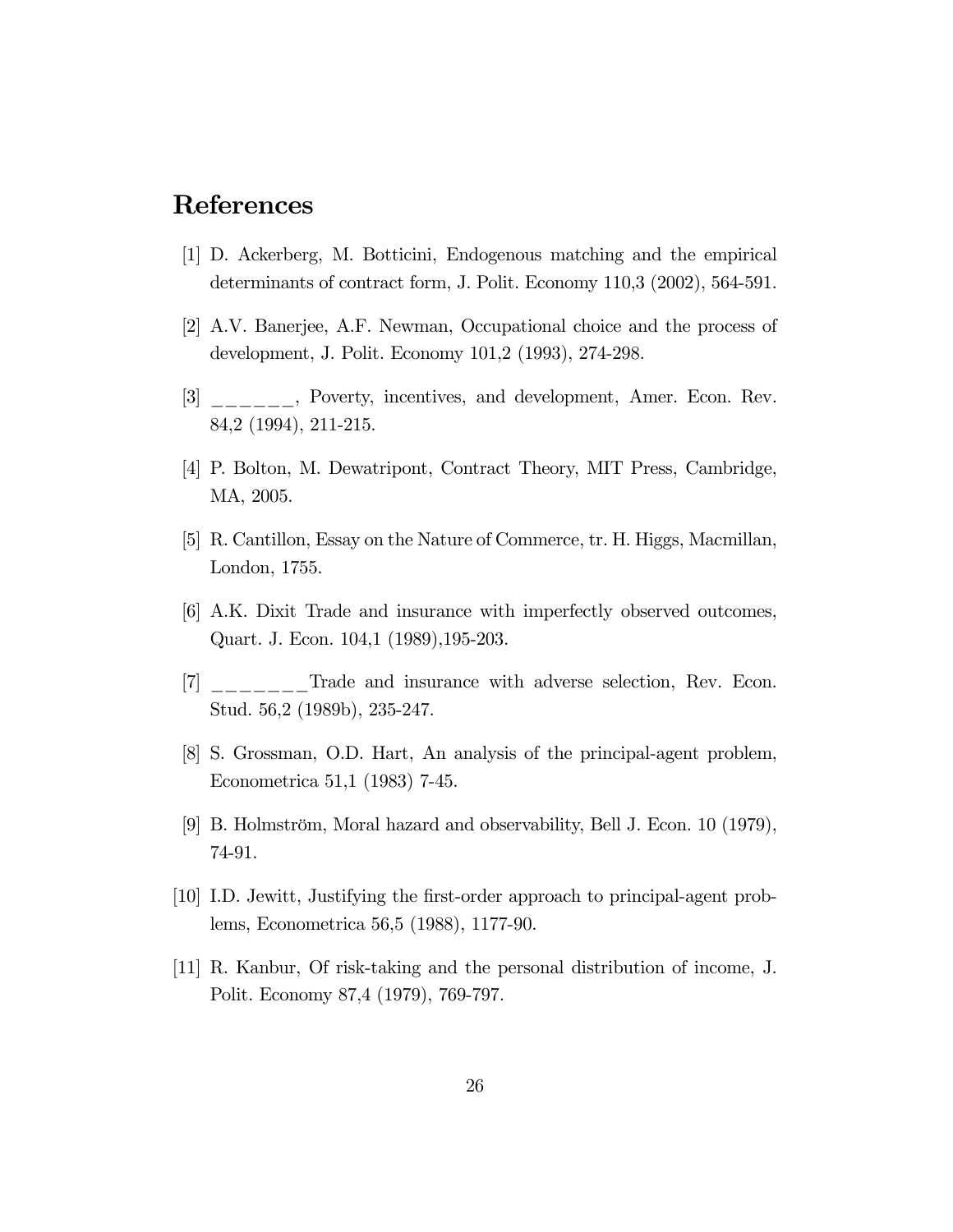# References

[1] D. Ackerberg, M. Botticini, Endogenous matching and the empirical determinants of contract form, J. Polit. Economy 110,3 (2002), 564-591.

[2] A.V. Banerjee, A.F. Newman, Occupational choice and the process of development, J. Polit. Economy 101,2 (1993), 274-298.

[3] ______, Poverty, incentives, and development, Amer. Econ. Rev. 84,2 (1994), 211-215.

[4] P. Bolton, M. Dewatripont, Contract Theory, MIT Press, Cambridge, MA, 2005.

[5] R. Cantillon, Essay on the Nature of Commerce, tr. H. Higgs, Macmillan, London, 1755.

[6] A.K. Dixit Trade and insurance with imperfectly observed outcomes, Quart. J. Econ. 104,1 (1989),195-203.

[7] _______Trade and insurance with adverse selection, Rev. Econ. Stud. 56,2 (1989b), 235-247.

[8] S. Grossman, O.D. Hart, An analysis of the principal-agent problem, Econometrica 51,1 (1983) 7-45.

[9] B. Holmström, Moral hazard and observability, Bell J. Econ. 10 (1979), 74-91.

[10] I.D. Jewitt, Justifying the first-order approach to principal-agent problems, Econometrica 56,5 (1988), 1177-90.

[11] R. Kanbur, Of risk-taking and the personal distribution of income, J. Polit. Economy 87,4 (1979), 769-797.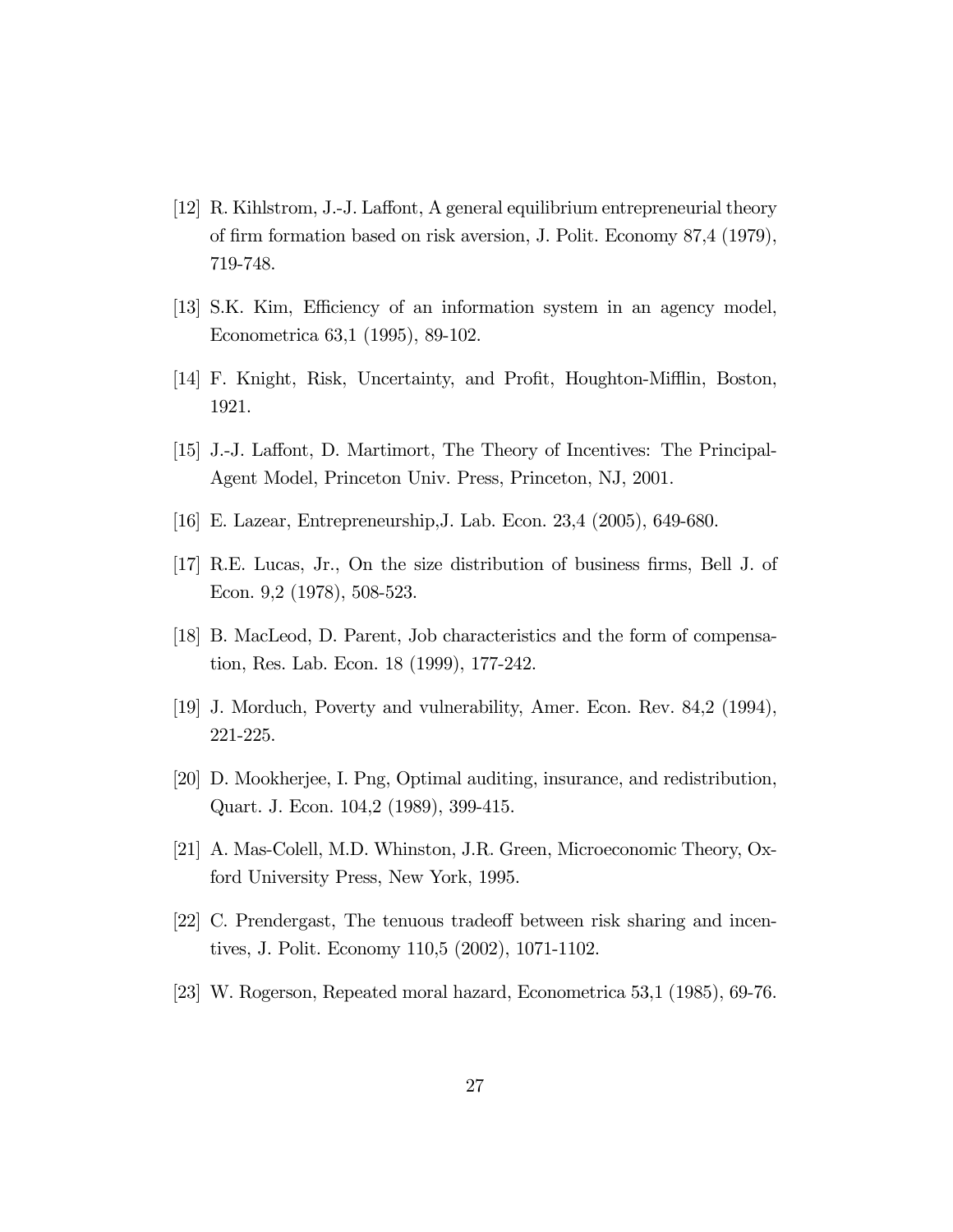[12] R. Kihlstrom, J.-J. Laffont, A general equilibrium entrepreneurial theory of firm formation based on risk aversion, J. Polit. Economy 87,4 (1979), 719-748.

[13] S.K. Kim, Efficiency of an information system in an agency model, Econometrica 63,1 (1995), 89-102.

[14] F. Knight, Risk, Uncertainty, and Profit, Houghton-Mifflin, Boston, 1921.

[15] J.-J. Laffont, D. Martimort, The Theory of Incentives: The Principal-Agent Model, Princeton Univ. Press, Princeton, NJ, 2001.

[16] E. Lazear, Entrepreneurship,J. Lab. Econ. 23,4 (2005), 649-680.

[17] R.E. Lucas, Jr., On the size distribution of business firms, Bell J. of Econ. 9,2 (1978), 508-523.

[18] B. MacLeod, D. Parent, Job characteristics and the form of compensation, Res. Lab. Econ. 18 (1999), 177-242.

[19] J. Morduch, Poverty and vulnerability, Amer. Econ. Rev. 84,2 (1994), 221-225.

[20] D. Mookherjee, I. Png, Optimal auditing, insurance, and redistribution, Quart. J. Econ. 104,2 (1989), 399-415.

[21] A. Mas-Colell, M.D. Whinston, J.R. Green, Microeconomic Theory, Oxford University Press, New York, 1995.

[22] C. Prendergast, The tenuous tradeoff between risk sharing and incentives, J. Polit. Economy 110,5 (2002), 1071-1102.

[23] W. Rogerson, Repeated moral hazard, Econometrica 53,1 (1985), 69-76.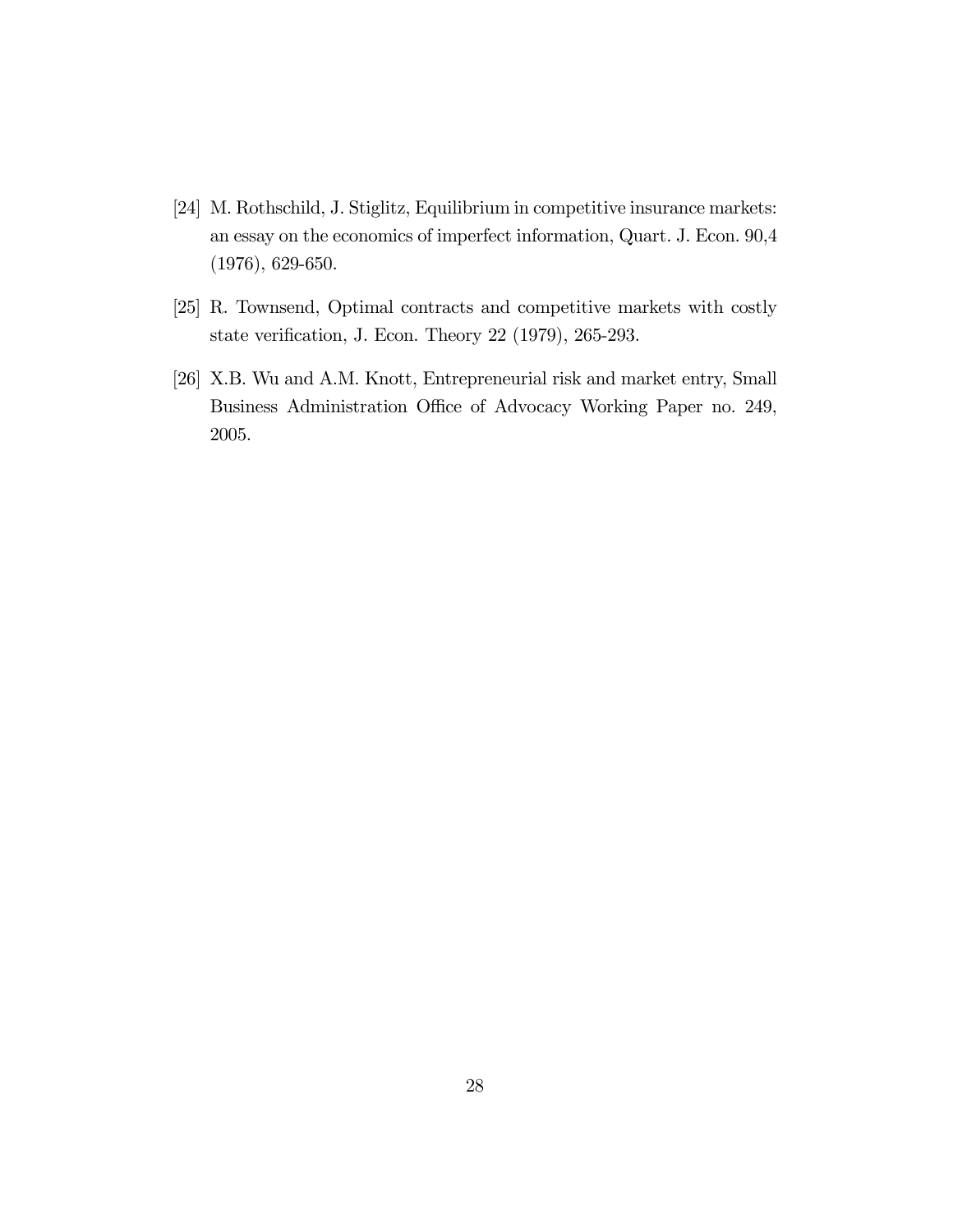[24] M. Rothschild, J. Stiglitz, Equilibrium in competitive insurance markets: an essay on the economics of imperfect information, Quart. J. Econ. 90,4 (1976), 629-650.

[25] R. Townsend, Optimal contracts and competitive markets with costly state verification, J. Econ. Theory 22 (1979), 265-293.

[26] X.B. Wu and A.M. Knott, Entrepreneurial risk and market entry, Small Business Administration Office of Advocacy Working Paper no. 249, 2005.